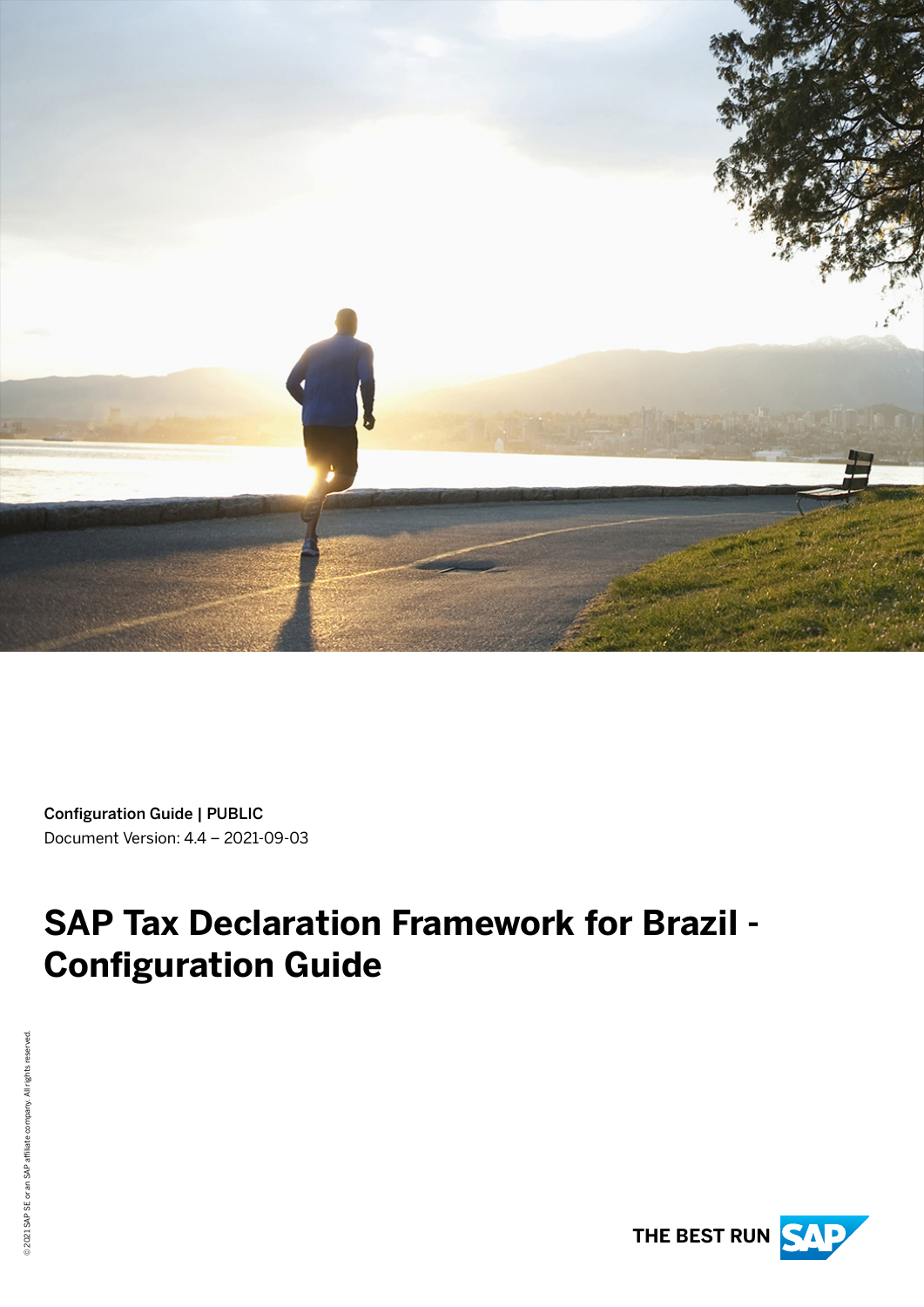Configuration Guide | PUBLIC
Document Version: 4.4 – 2021-09-03

# SAP Tax Declaration Framework for Brazil - Configuration Guide

© 2021 SAP SE or an SAP affiliate company. All rights reserved.

THE BEST RUN SAP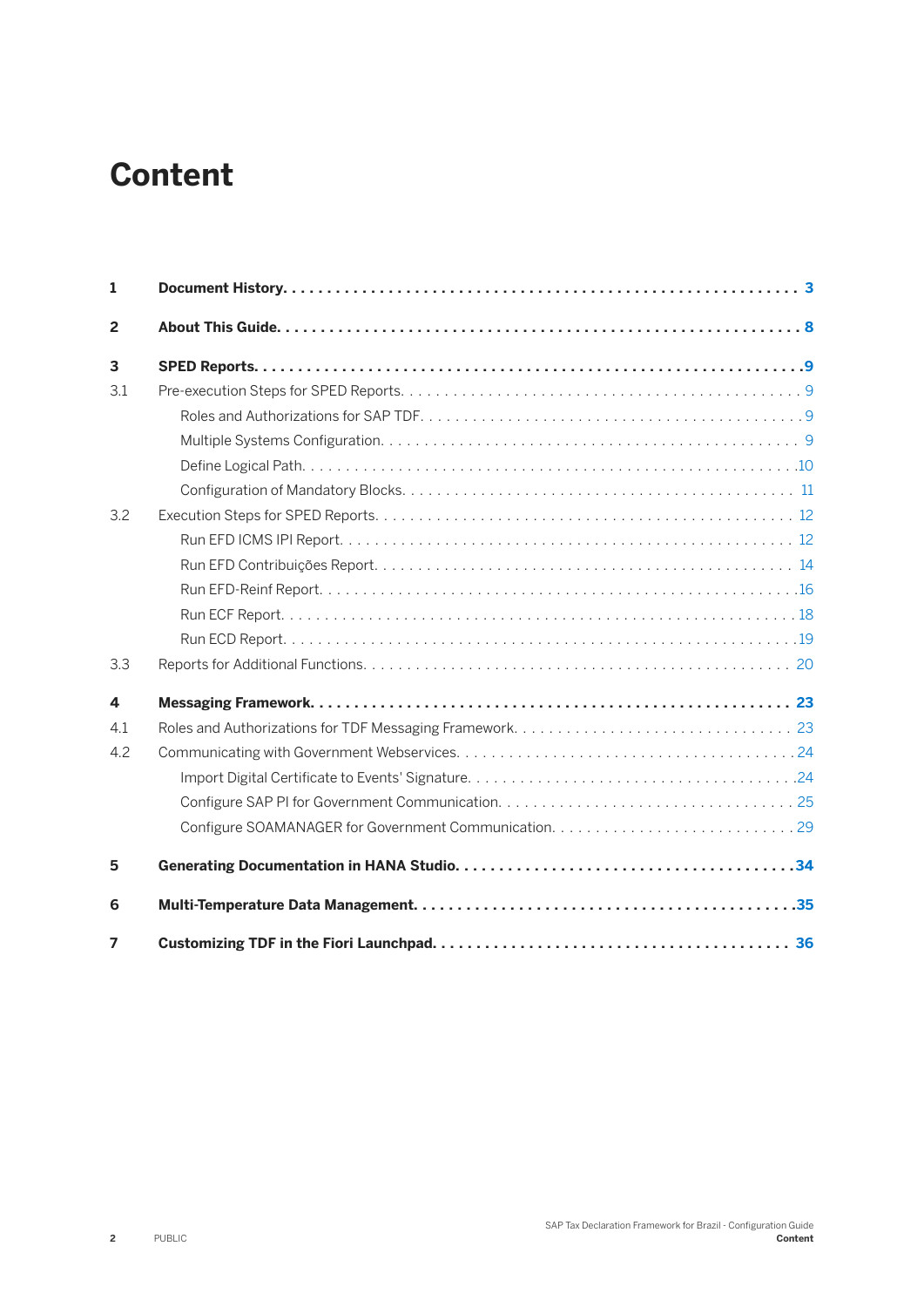# Content

**1 Document History** . . . . . . . . . . . . . . . . . . . . . . . . . . . . . . . . . . . . . . . . . . . . . . . . . . . . . . . . **3**

**2 About This Guide** . . . . . . . . . . . . . . . . . . . . . . . . . . . . . . . . . . . . . . . . . . . . . . . . . . . . . . . . . **8**

**3 SPED Reports** . . . . . . . . . . . . . . . . . . . . . . . . . . . . . . . . . . . . . . . . . . . . . . . . . . . . . . . . . . . **9**

3.1 Pre-execution Steps for SPED Reports . . . . . . . . . . . . . . . . . . . . . . . . . . . . . . . . . . . . . . . . . 9

- Roles and Authorizations for SAP TDF . . . . . . . . . . . . . . . . . . . . . . . . . . . . . . . . . . . . . . . . 9
- Multiple Systems Configuration . . . . . . . . . . . . . . . . . . . . . . . . . . . . . . . . . . . . . . . . . . . . 9
- Define Logical Path . . . . . . . . . . . . . . . . . . . . . . . . . . . . . . . . . . . . . . . . . . . . . . . . . . . 10
- Configuration of Mandatory Blocks . . . . . . . . . . . . . . . . . . . . . . . . . . . . . . . . . . . . . . . . . 11

3.2 Execution Steps for SPED Reports . . . . . . . . . . . . . . . . . . . . . . . . . . . . . . . . . . . . . . . . . . 12

- Run EFD ICMS IPI Report . . . . . . . . . . . . . . . . . . . . . . . . . . . . . . . . . . . . . . . . . . . . . . . 12
- Run EFD Contribuições Report . . . . . . . . . . . . . . . . . . . . . . . . . . . . . . . . . . . . . . . . . . . . 14
- Run EFD-Reinf Report . . . . . . . . . . . . . . . . . . . . . . . . . . . . . . . . . . . . . . . . . . . . . . . . . 16
- Run ECF Report . . . . . . . . . . . . . . . . . . . . . . . . . . . . . . . . . . . . . . . . . . . . . . . . . . . . . 18
- Run ECD Report . . . . . . . . . . . . . . . . . . . . . . . . . . . . . . . . . . . . . . . . . . . . . . . . . . . . . 19

3.3 Reports for Additional Functions . . . . . . . . . . . . . . . . . . . . . . . . . . . . . . . . . . . . . . . . . . . 20

**4 Messaging Framework** . . . . . . . . . . . . . . . . . . . . . . . . . . . . . . . . . . . . . . . . . . . . . . . . . . . . . **23**

4.1 Roles and Authorizations for TDF Messaging Framework . . . . . . . . . . . . . . . . . . . . . . . . . . . . . . 23

4.2 Communicating with Government Webservices . . . . . . . . . . . . . . . . . . . . . . . . . . . . . . . . . . . . 24

- Import Digital Certificate to Events' Signature . . . . . . . . . . . . . . . . . . . . . . . . . . . . . . . . . . . 24
- Configure SAP PI for Government Communication . . . . . . . . . . . . . . . . . . . . . . . . . . . . . . . . . 25
- Configure SOAMANAGER for Government Communication . . . . . . . . . . . . . . . . . . . . . . . . . . . . . 29

**5 Generating Documentation in HANA Studio** . . . . . . . . . . . . . . . . . . . . . . . . . . . . . . . . . . . . . **34**

**6 Multi-Temperature Data Management** . . . . . . . . . . . . . . . . . . . . . . . . . . . . . . . . . . . . . . . . . **35**

**7 Customizing TDF in the Fiori Launchpad** . . . . . . . . . . . . . . . . . . . . . . . . . . . . . . . . . . . . . . . **36**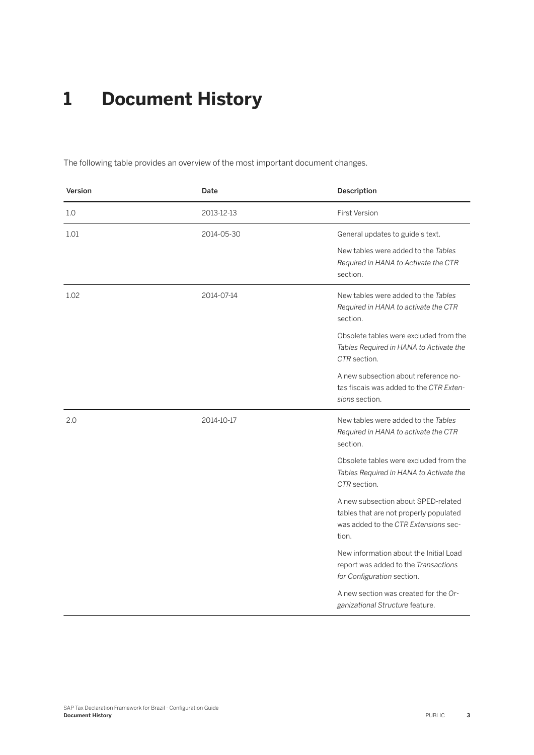# 1 Document History

The following table provides an overview of the most important document changes.

| Version | Date | Description |
| --- | --- | --- |
| 1.0 | 2013-12-13 | First Version |
| 1.01 | 2014-05-30 | General updates to guide's text.<br><br>New tables were added to the *Tables Required in HANA to Activate the CTR* section. |
| 1.02 | 2014-07-14 | New tables were added to the *Tables Required in HANA to activate the CTR* section.<br><br>Obsolete tables were excluded from the *Tables Required in HANA to Activate the CTR* section.<br><br>A new subsection about reference notas fiscais was added to the *CTR Extensions* section. |
| 2.0 | 2014-10-17 | New tables were added to the *Tables Required in HANA to activate the CTR* section.<br><br>Obsolete tables were excluded from the *Tables Required in HANA to Activate the CTR* section.<br><br>A new subsection about SPED-related tables that are not properly populated was added to the *CTR Extensions* section.<br><br>New information about the Initial Load report was added to the *Transactions for Configuration* section.<br><br>A new section was created for the *Organizational Structure* feature. |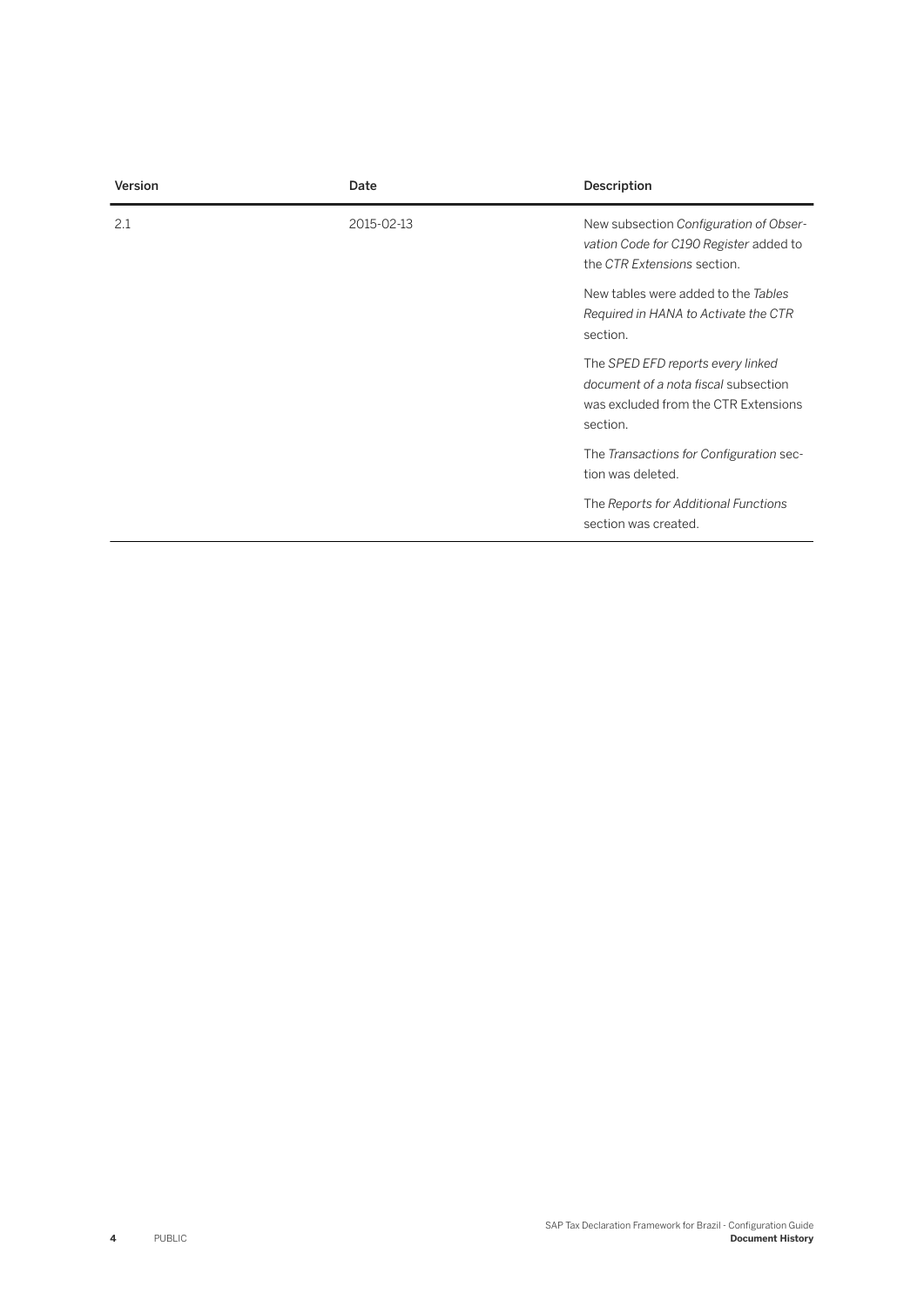| Version | Date | Description |
|---|---|---|
| 2.1 | 2015-02-13 | New subsection *Configuration of Observation Code for C190 Register* added to the *CTR Extensions* section. |
| | | New tables were added to the *Tables Required in HANA to Activate the CTR* section. |
| | | The *SPED EFD reports every linked document of a nota fiscal* subsection was excluded from the CTR Extensions section. |
| | | The *Transactions for Configuration* section was deleted. |
| | | The *Reports for Additional Functions* section was created. |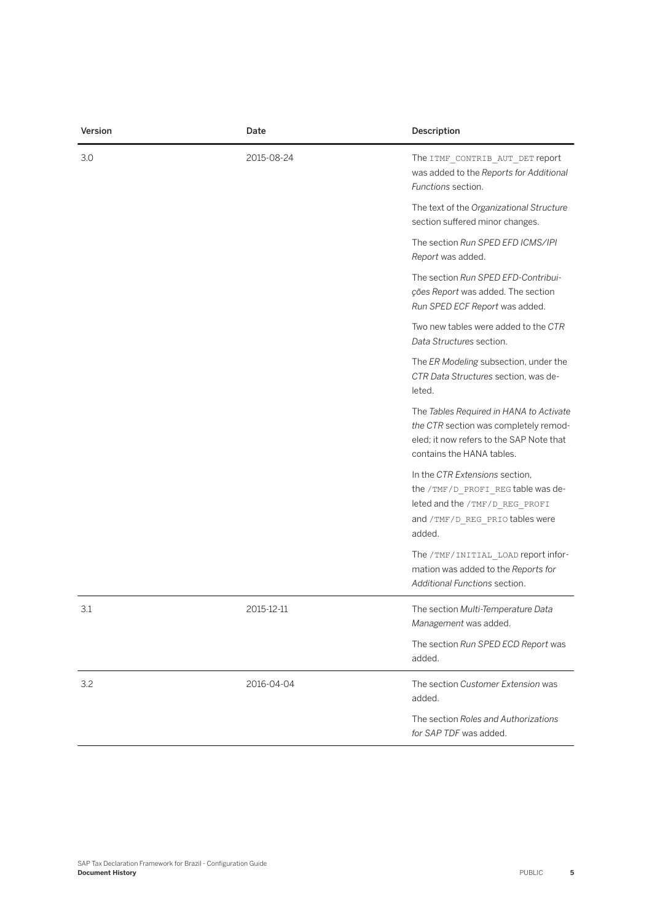| Version | Date | Description |
| --- | --- | --- |
| 3.0 | 2015-08-24 | The `ITMF_CONTRIB_AUT_DET` report was added to the *Reports for Additional Functions* section.<br><br>The text of the *Organizational Structure* section suffered minor changes.<br><br>The section *Run SPED EFD ICMS/IPI Report* was added.<br><br>The section *Run SPED EFD-Contribuições Report* was added. The section *Run SPED ECF Report* was added.<br><br>Two new tables were added to the *CTR Data Structures* section.<br><br>The *ER Modeling* subsection, under the *CTR Data Structures* section, was deleted.<br><br>The *Tables Required in HANA to Activate the CTR* section was completely remodeled; it now refers to the SAP Note that contains the HANA tables.<br><br>In the *CTR Extensions* section, the `/TMF/D_PROFI_REG` table was deleted and the `/TMF/D_REG_PROFI` and `/TMF/D_REG_PRIO` tables were added.<br><br>The `/TMF/INITIAL_LOAD` report information was added to the *Reports for Additional Functions* section. |
| 3.1 | 2015-12-11 | The section *Multi-Temperature Data Management* was added.<br><br>The section *Run SPED ECD Report* was added. |
| 3.2 | 2016-04-04 | The section *Customer Extension* was added.<br><br>The section *Roles and Authorizations for SAP TDF* was added. |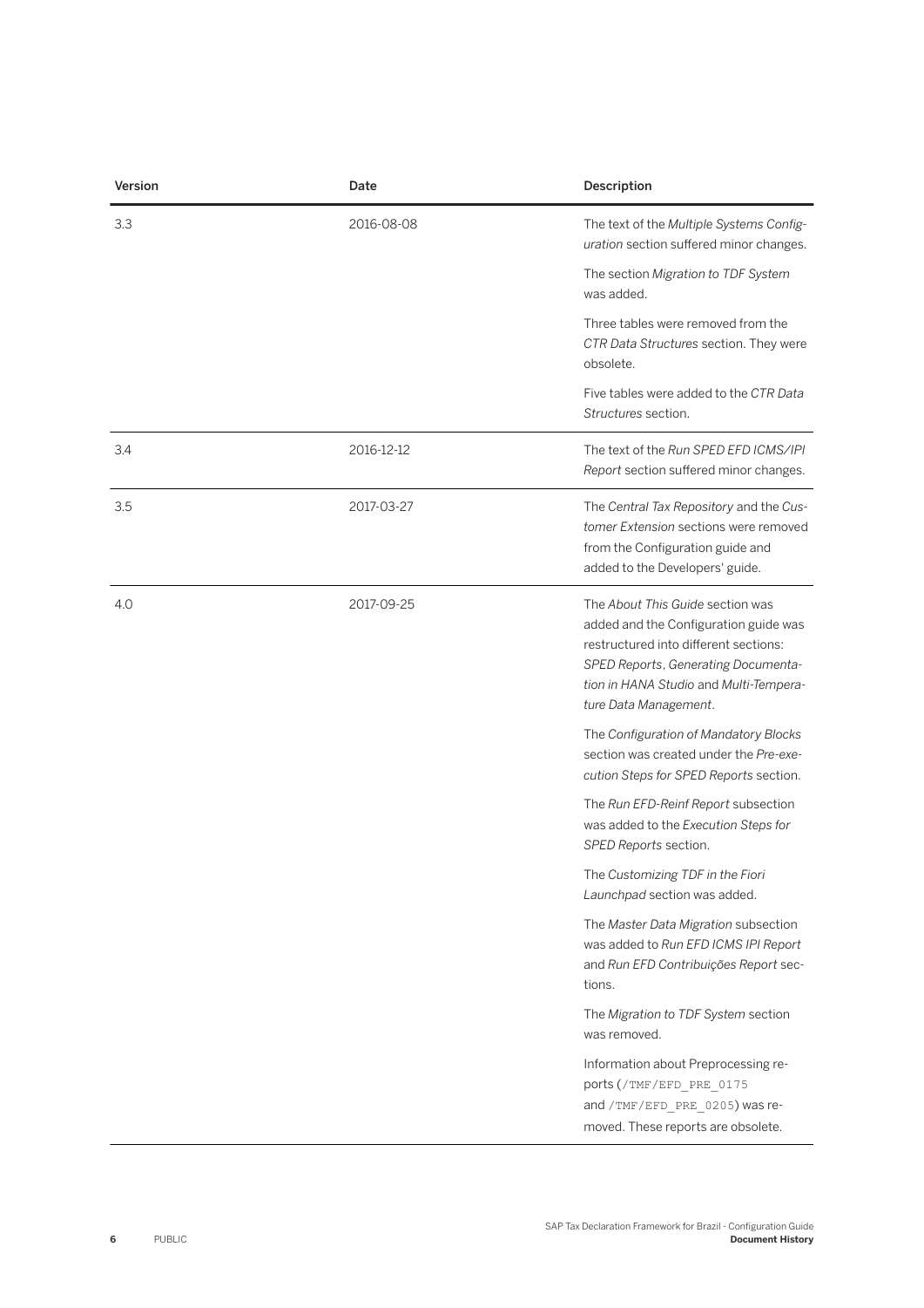| Version | Date | Description |
|---|---|---|
| 3.3 | 2016-08-08 | The text of the *Multiple Systems Configuration* section suffered minor changes.<br><br>The section *Migration to TDF System* was added.<br><br>Three tables were removed from the *CTR Data Structures* section. They were obsolete.<br><br>Five tables were added to the *CTR Data Structures* section. |
| 3.4 | 2016-12-12 | The text of the *Run SPED EFD ICMS/IPI Report* section suffered minor changes. |
| 3.5 | 2017-03-27 | The *Central Tax Repository* and the *Customer Extension* sections were removed from the Configuration guide and added to the Developers' guide. |
| 4.0 | 2017-09-25 | The *About This Guide* section was added and the Configuration guide was restructured into different sections: *SPED Reports*, *Generating Documentation in HANA Studio* and *Multi-Temperature Data Management*.<br><br>The *Configuration of Mandatory Blocks* section was created under the *Pre-execution Steps for SPED Reports* section.<br><br>The *Run EFD-Reinf Report* subsection was added to the *Execution Steps for SPED Reports* section.<br><br>The *Customizing TDF in the Fiori Launchpad* section was added.<br><br>The *Master Data Migration* subsection was added to *Run EFD ICMS IPI Report* and *Run EFD Contribuições Report* sections.<br><br>The *Migration to TDF System* section was removed.<br><br>Information about Preprocessing reports (`/TMF/EFD_PRE_0175` and `/TMF/EFD_PRE_0205`) was removed. These reports are obsolete. |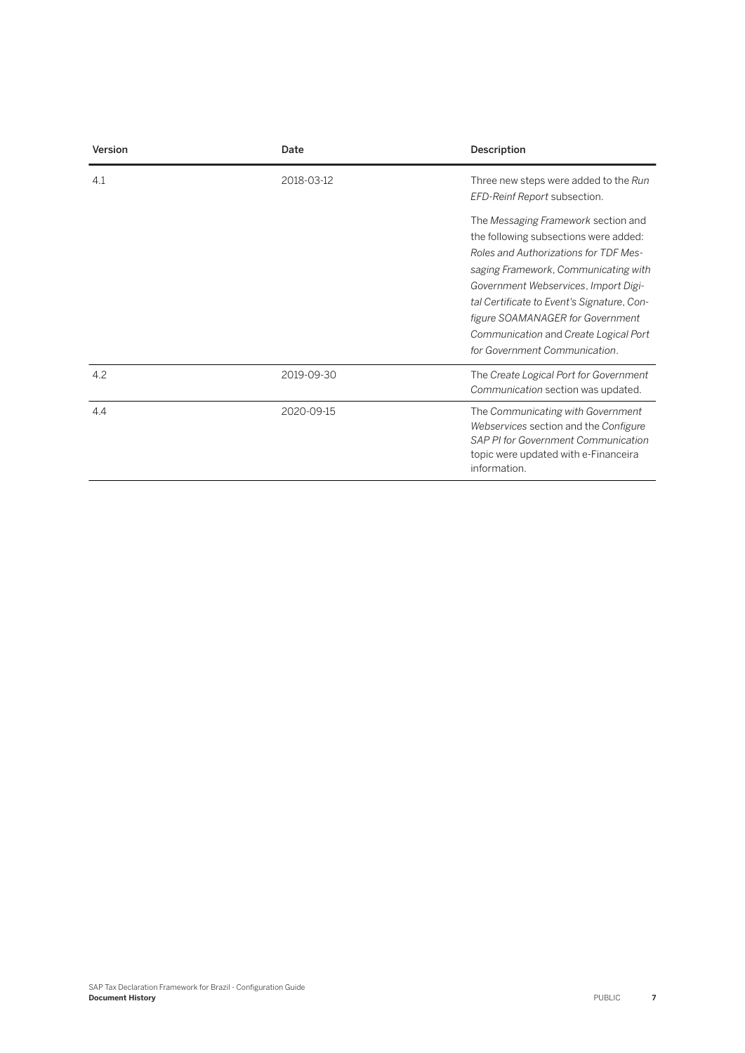| Version | Date | Description |
|---|---|---|
| 4.1 | 2018-03-12 | Three new steps were added to the *Run EFD-Reinf Report* subsection.<br><br>The *Messaging Framework* section and the following subsections were added: *Roles and Authorizations for TDF Messaging Framework*, *Communicating with Government Webservices*, *Import Digital Certificate to Event's Signature*, *Configure SOAMANAGER for Government Communication* and *Create Logical Port for Government Communication*. |
| 4.2 | 2019-09-30 | The *Create Logical Port for Government Communication* section was updated. |
| 4.4 | 2020-09-15 | The *Communicating with Government Webservices* section and the *Configure SAP PI for Government Communication* topic were updated with e-Financeira information. |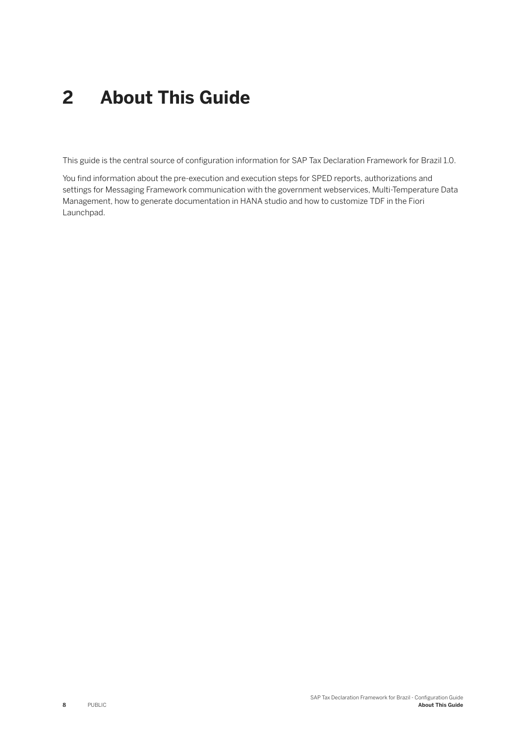# 2 About This Guide

This guide is the central source of configuration information for SAP Tax Declaration Framework for Brazil 1.0.

You find information about the pre-execution and execution steps for SPED reports, authorizations and settings for Messaging Framework communication with the government webservices, Multi-Temperature Data Management, how to generate documentation in HANA studio and how to customize TDF in the Fiori Launchpad.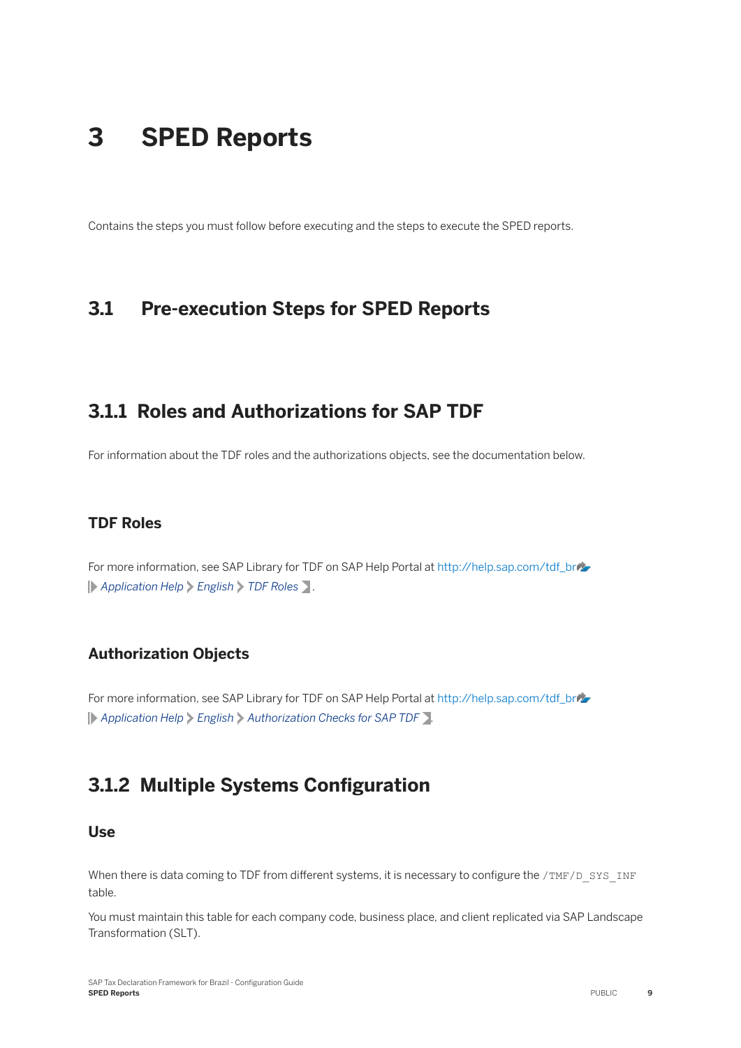# 3 SPED Reports

Contains the steps you must follow before executing and the steps to execute the SPED reports.

## 3.1 Pre-execution Steps for SPED Reports

### 3.1.1 Roles and Authorizations for SAP TDF

For information about the TDF roles and the authorizations objects, see the documentation below.

#### TDF Roles

For more information, see SAP Library for TDF on SAP Help Portal at http://help.sap.com/tdf_br *Application Help* > *English* > *TDF Roles* .

#### Authorization Objects

For more information, see SAP Library for TDF on SAP Help Portal at http://help.sap.com/tdf_br *Application Help* > *English* > *Authorization Checks for SAP TDF* .

### 3.1.2 Multiple Systems Configuration

#### Use

When there is data coming to TDF from different systems, it is necessary to configure the `/TMF/D_SYS_INF` table.

You must maintain this table for each company code, business place, and client replicated via SAP Landscape Transformation (SLT).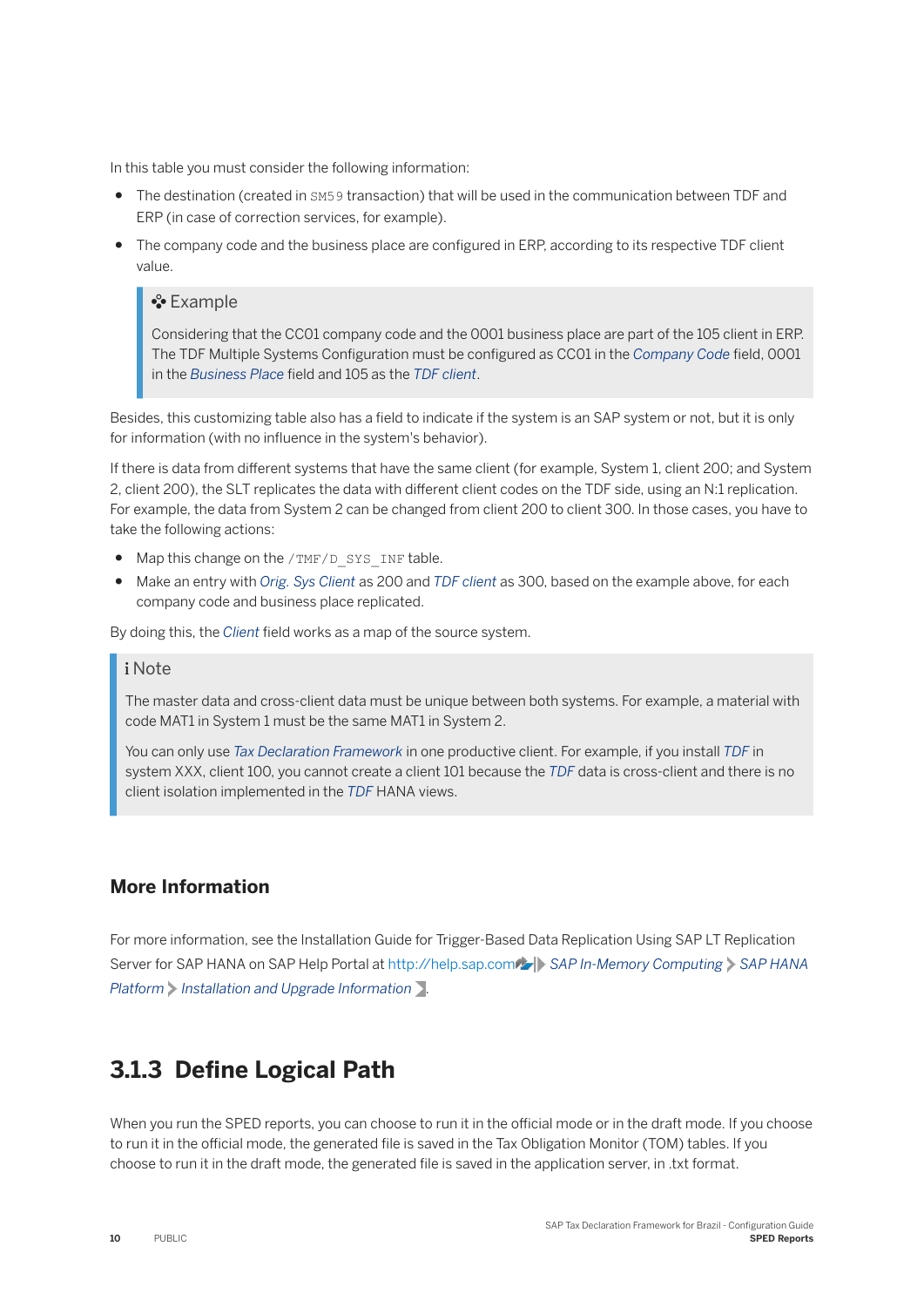In this table you must consider the following information:

- The destination (created in `SM59` transaction) that will be used in the communication between TDF and ERP (in case of correction services, for example).
- The company code and the business place are configured in ERP, according to its respective TDF client value.

> **Example**
>
> Considering that the CC01 company code and the 0001 business place are part of the 105 client in ERP. The TDF Multiple Systems Configuration must be configured as CC01 in the *Company Code* field, 0001 in the *Business Place* field and 105 as the *TDF client*.

Besides, this customizing table also has a field to indicate if the system is an SAP system or not, but it is only for information (with no influence in the system's behavior).

If there is data from different systems that have the same client (for example, System 1, client 200; and System 2, client 200), the SLT replicates the data with different client codes on the TDF side, using an N:1 replication. For example, the data from System 2 can be changed from client 200 to client 300. In those cases, you have to take the following actions:

- Map this change on the `/TMF/D_SYS_INF` table.
- Make an entry with *Orig. Sys Client* as 200 and *TDF client* as 300, based on the example above, for each company code and business place replicated.

By doing this, the *Client* field works as a map of the source system.

> **Note**
>
> The master data and cross-client data must be unique between both systems. For example, a material with code MAT1 in System 1 must be the same MAT1 in System 2.
>
> You can only use *Tax Declaration Framework* in one productive client. For example, if you install *TDF* in system XXX, client 100, you cannot create a client 101 because the *TDF* data is cross-client and there is no client isolation implemented in the *TDF* HANA views.

### More Information

For more information, see the Installation Guide for Trigger-Based Data Replication Using SAP LT Replication Server for SAP HANA on SAP Help Portal at http://help.sap.com *SAP In-Memory Computing* > *SAP HANA Platform* > *Installation and Upgrade Information*.

## 3.1.3 Define Logical Path

When you run the SPED reports, you can choose to run it in the official mode or in the draft mode. If you choose to run it in the official mode, the generated file is saved in the Tax Obligation Monitor (TOM) tables. If you choose to run it in the draft mode, the generated file is saved in the application server, in .txt format.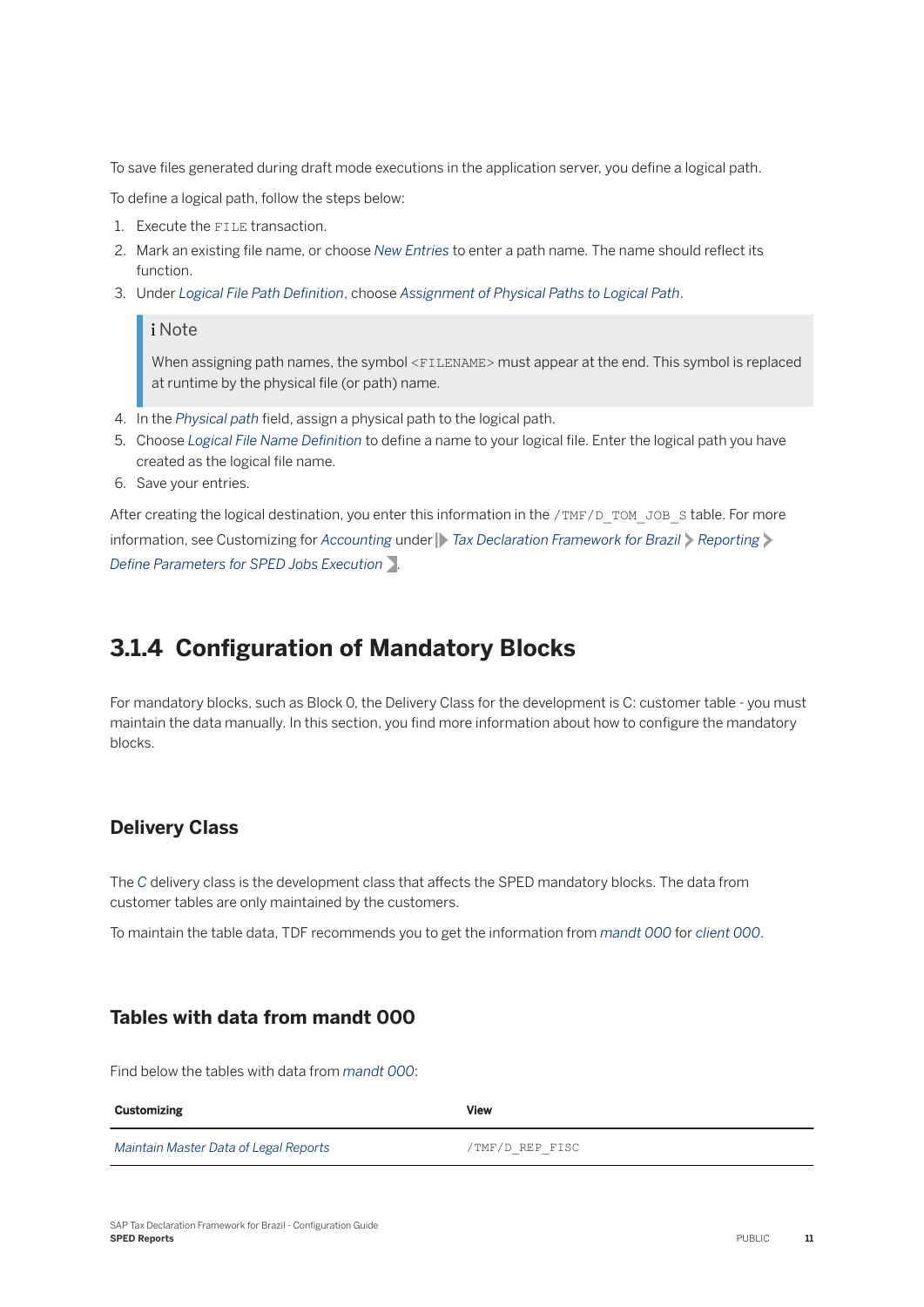To save files generated during draft mode executions in the application server, you define a logical path.

To define a logical path, follow the steps below:

1. Execute the `FILE` transaction.
2. Mark an existing file name, or choose *New Entries* to enter a path name. The name should reflect its function.
3. Under *Logical File Path Definition*, choose *Assignment of Physical Paths to Logical Path*.

> **Note**
>
> When assigning path names, the symbol `<FILENAME>` must appear at the end. This symbol is replaced at runtime by the physical file (or path) name.

4. In the *Physical path* field, assign a physical path to the logical path.
5. Choose *Logical File Name Definition* to define a name to your logical file. Enter the logical path you have created as the logical file name.
6. Save your entries.

After creating the logical destination, you enter this information in the `/TMF/D_TOM_JOB_S` table. For more information, see Customizing for *Accounting* under *Tax Declaration Framework for Brazil* > *Reporting* > *Define Parameters for SPED Jobs Execution*.

## 3.1.4 Configuration of Mandatory Blocks

For mandatory blocks, such as Block 0, the Delivery Class for the development is C: customer table - you must maintain the data manually. In this section, you find more information about how to configure the mandatory blocks.

### Delivery Class

The *C* delivery class is the development class that affects the SPED mandatory blocks. The data from customer tables are only maintained by the customers.

To maintain the table data, TDF recommends you to get the information from *mandt 000* for *client 000*.

### Tables with data from mandt 000

Find below the tables with data from *mandt 000*:

| Customizing | View |
| --- | --- |
| *Maintain Master Data of Legal Reports* | `/TMF/D_REP_FISC` |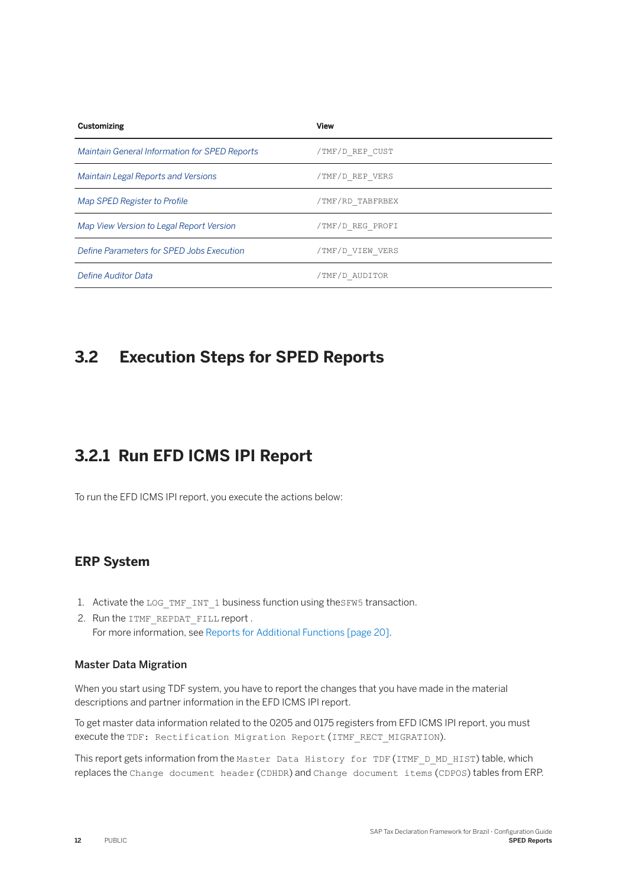| Customizing | View |
| --- | --- |
| *Maintain General Information for SPED Reports* | /TMF/D_REP_CUST |
| *Maintain Legal Reports and Versions* | /TMF/D_REP_VERS |
| *Map SPED Register to Profile* | /TMF/RD_TABFRBEX |
| *Map View Version to Legal Report Version* | /TMF/D_REG_PROFI |
| *Define Parameters for SPED Jobs Execution* | /TMF/D_VIEW_VERS |
| *Define Auditor Data* | /TMF/D_AUDITOR |

## 3.2 Execution Steps for SPED Reports

### 3.2.1 Run EFD ICMS IPI Report

To run the EFD ICMS IPI report, you execute the actions below:

#### ERP System

1. Activate the LOG_TMF_INT_1 business function using theSFW5 transaction.
2. Run the ITMF_REPDAT_FILL report .
   For more information, see Reports for Additional Functions [page 20].

##### Master Data Migration

When you start using TDF system, you have to report the changes that you have made in the material descriptions and partner information in the EFD ICMS IPI report.

To get master data information related to the 0205 and 0175 registers from EFD ICMS IPI report, you must execute the TDF: Rectification Migration Report (ITMF_RECT_MIGRATION).

This report gets information from the Master Data History for TDF (ITMF_D_MD_HIST) table, which replaces the Change document header (CDHDR) and Change document items (CDPOS) tables from ERP.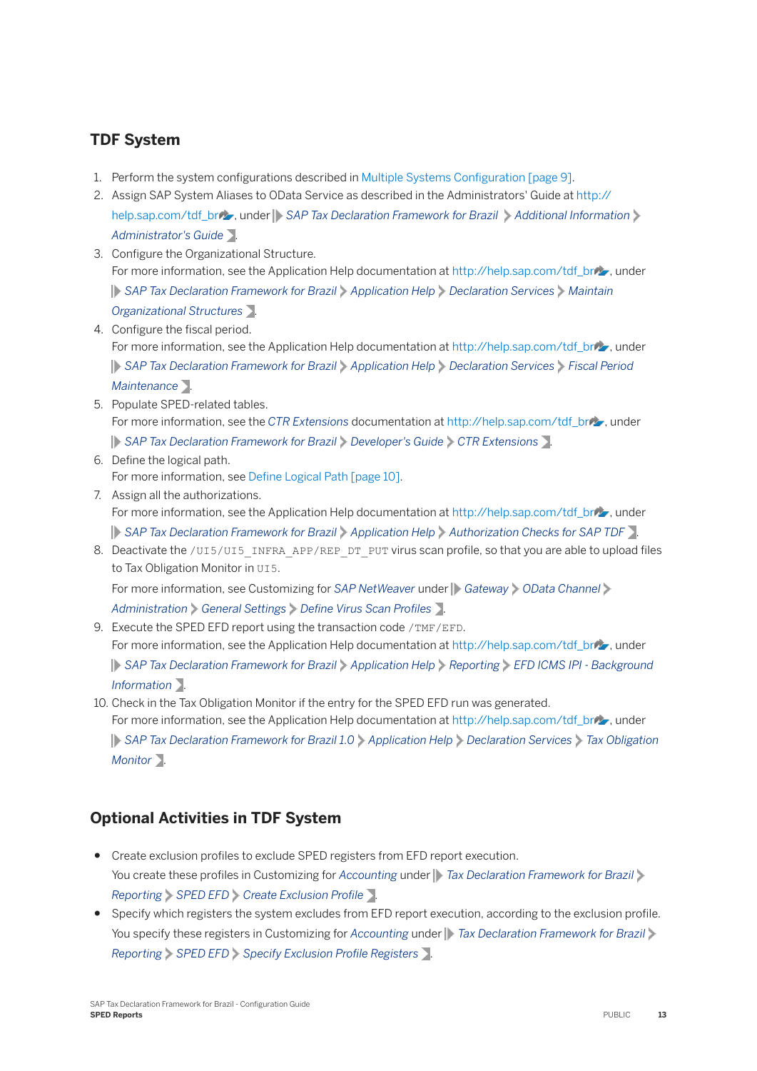## TDF System

1. Perform the system configurations described in Multiple Systems Configuration [page 9].
2. Assign SAP System Aliases to OData Service as described in the Administrators' Guide at http://help.sap.com/tdf_br, under *SAP Tax Declaration Framework for Brazil* > *Additional Information* > *Administrator's Guide*.
3. Configure the Organizational Structure.
   For more information, see the Application Help documentation at http://help.sap.com/tdf_br, under *SAP Tax Declaration Framework for Brazil* > *Application Help* > *Declaration Services* > *Maintain Organizational Structures*.
4. Configure the fiscal period.
   For more information, see the Application Help documentation at http://help.sap.com/tdf_br, under *SAP Tax Declaration Framework for Brazil* > *Application Help* > *Declaration Services* > *Fiscal Period Maintenance*.
5. Populate SPED-related tables.
   For more information, see the *CTR Extensions* documentation at http://help.sap.com/tdf_br, under *SAP Tax Declaration Framework for Brazil* > *Developer's Guide* > *CTR Extensions*.
6. Define the logical path.
   For more information, see Define Logical Path [page 10].
7. Assign all the authorizations.
   For more information, see the Application Help documentation at http://help.sap.com/tdf_br, under *SAP Tax Declaration Framework for Brazil* > *Application Help* > *Authorization Checks for SAP TDF*.
8. Deactivate the `/UI5/UI5_INFRA_APP/REP_DT_PUT` virus scan profile, so that you are able to upload files to Tax Obligation Monitor in `UI5`.
   For more information, see Customizing for *SAP NetWeaver* under *Gateway* > *OData Channel* > *Administration* > *General Settings* > *Define Virus Scan Profiles*.
9. Execute the SPED EFD report using the transaction code `/TMF/EFD`.
   For more information, see the Application Help documentation at http://help.sap.com/tdf_br, under *SAP Tax Declaration Framework for Brazil* > *Application Help* > *Reporting* > *EFD ICMS IPI - Background Information*.
10. Check in the Tax Obligation Monitor if the entry for the SPED EFD run was generated.
    For more information, see the Application Help documentation at http://help.sap.com/tdf_br, under *SAP Tax Declaration Framework for Brazil 1.0* > *Application Help* > *Declaration Services* > *Tax Obligation Monitor*.

## Optional Activities in TDF System

- Create exclusion profiles to exclude SPED registers from EFD report execution.
  You create these profiles in Customizing for *Accounting* under *Tax Declaration Framework for Brazil* > *Reporting* > *SPED EFD* > *Create Exclusion Profile*.
- Specify which registers the system excludes from EFD report execution, according to the exclusion profile.
  You specify these registers in Customizing for *Accounting* under *Tax Declaration Framework for Brazil* > *Reporting* > *SPED EFD* > *Specify Exclusion Profile Registers*.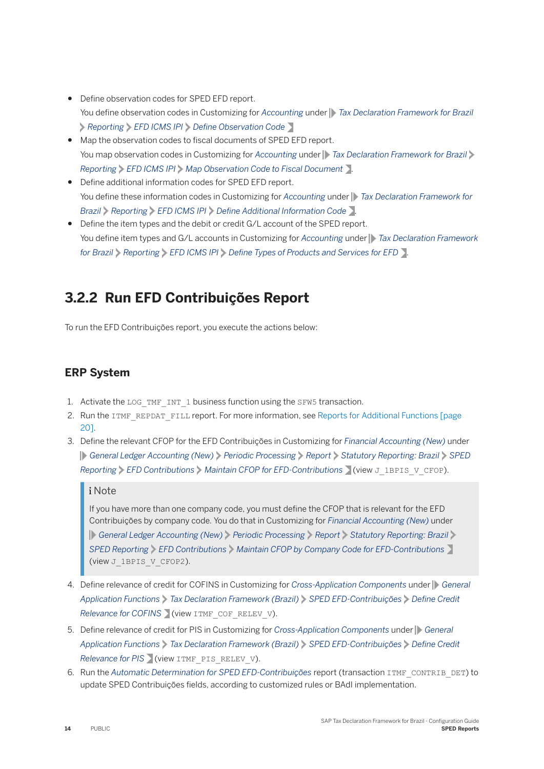- Define observation codes for SPED EFD report.
  You define observation codes in Customizing for *Accounting* under *Tax Declaration Framework for Brazil* > *Reporting* > *EFD ICMS IPI* > *Define Observation Code*.
- Map the observation codes to fiscal documents of SPED EFD report.
  You map observation codes in Customizing for *Accounting* under *Tax Declaration Framework for Brazil* > *Reporting* > *EFD ICMS IPI* > *Map Observation Code to Fiscal Document*.
- Define additional information codes for SPED EFD report.
  You define these information codes in Customizing for *Accounting* under *Tax Declaration Framework for Brazil* > *Reporting* > *EFD ICMS IPI* > *Define Additional Information Code*.
- Define the item types and the debit or credit G/L account of the SPED report.
  You define item types and G/L accounts in Customizing for *Accounting* under *Tax Declaration Framework for Brazil* > *Reporting* > *EFD ICMS IPI* > *Define Types of Products and Services for EFD*.

## 3.2.2 Run EFD Contribuições Report

To run the EFD Contribuições report, you execute the actions below:

### ERP System

1. Activate the `LOG_TMF_INT_1` business function using the `SFW5` transaction.
2. Run the `ITMF_REPDAT_FILL` report. For more information, see Reports for Additional Functions [page 20].
3. Define the relevant CFOP for the EFD Contribuições in Customizing for *Financial Accounting (New)* under *General Ledger Accounting (New)* > *Periodic Processing* > *Report* > *Statutory Reporting: Brazil* > *SPED Reporting* > *EFD Contributions* > *Maintain CFOP for EFD-Contributions* (view `J_1BPIS_V_CFOP`).

   > **Note**
   >
   > If you have more than one company code, you must define the CFOP that is relevant for the EFD Contribuições by company code. You do that in Customizing for *Financial Accounting (New)* under *General Ledger Accounting (New)* > *Periodic Processing* > *Report* > *Statutory Reporting: Brazil* > *SPED Reporting* > *EFD Contributions* > *Maintain CFOP by Company Code for EFD-Contributions* (view `J_1BPIS_V_CFOP2`).

4. Define relevance of credit for COFINS in Customizing for *Cross-Application Components* under *General Application Functions* > *Tax Declaration Framework (Brazil)* > *SPED EFD-Contribuições* > *Define Credit Relevance for COFINS* (view `ITMF_COF_RELEV_V`).
5. Define relevance of credit for PIS in Customizing for *Cross-Application Components* under *General Application Functions* > *Tax Declaration Framework (Brazil)* > *SPED EFD-Contribuições* > *Define Credit Relevance for PIS* (view `ITMF_PIS_RELEV_V`).
6. Run the *Automatic Determination for SPED EFD-Contribuições* report (transaction `ITMF_CONTRIB_DET`) to update SPED Contribuições fields, according to customized rules or BAdI implementation.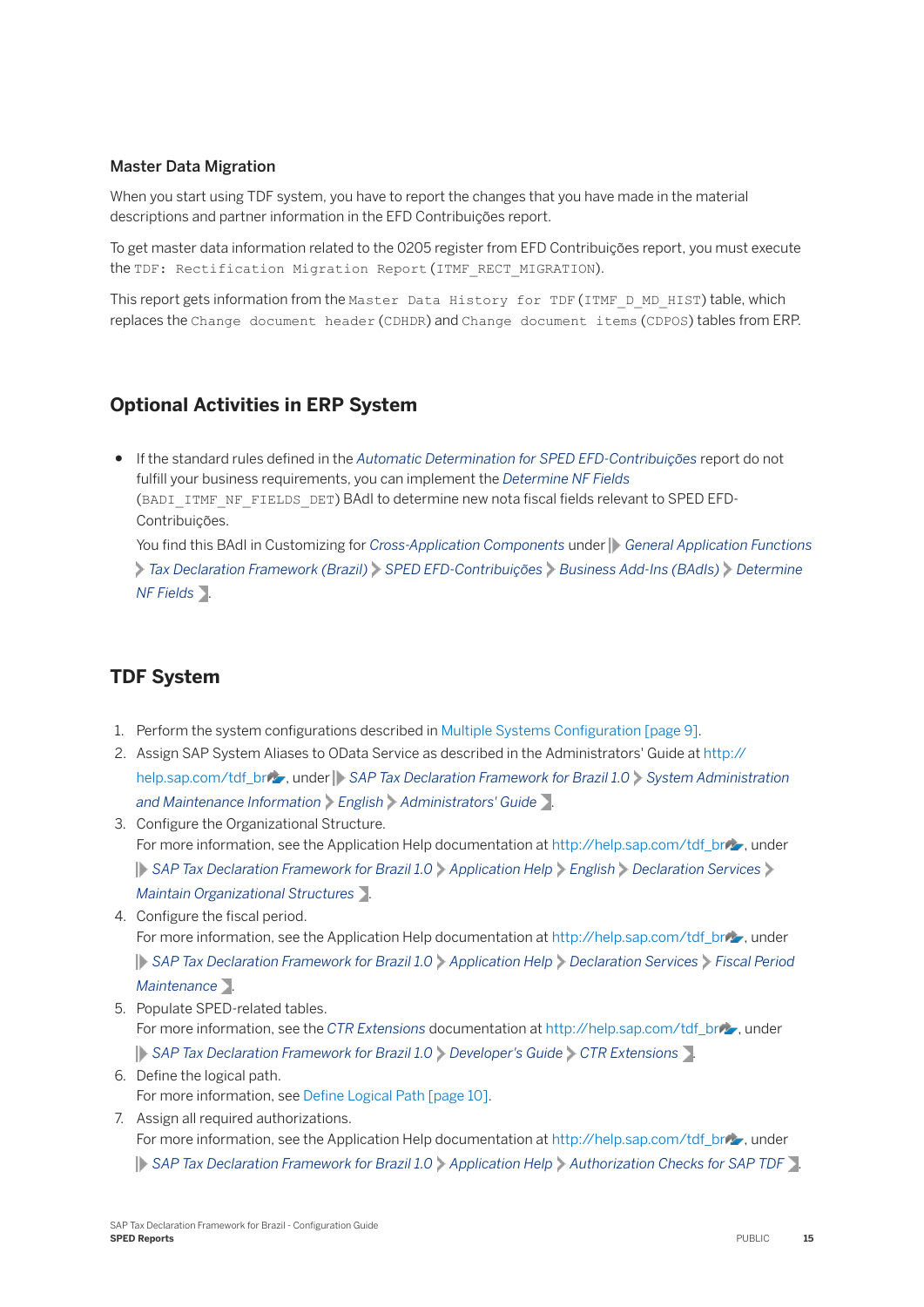### Master Data Migration

When you start using TDF system, you have to report the changes that you have made in the material descriptions and partner information in the EFD Contribuições report.

To get master data information related to the 0205 register from EFD Contribuições report, you must execute the `TDF: Rectification Migration Report` (`ITMF_RECT_MIGRATION`).

This report gets information from the `Master Data History for TDF` (`ITMF_D_MD_HIST`) table, which replaces the `Change document header` (`CDHDR`) and `Change document items` (`CDPOS`) tables from ERP.

## Optional Activities in ERP System

- If the standard rules defined in the *Automatic Determination for SPED EFD-Contribuições* report do not fulfill your business requirements, you can implement the *Determine NF Fields* (`BADI_ITMF_NF_FIELDS_DET`) BAdI to determine new nota fiscal fields relevant to SPED EFD-Contribuições.

  You find this BAdI in Customizing for *Cross-Application Components* under *General Application Functions* > *Tax Declaration Framework (Brazil)* > *SPED EFD-Contribuições* > *Business Add-Ins (BAdIs)* > *Determine NF Fields*.

## TDF System

1. Perform the system configurations described in Multiple Systems Configuration [page 9].
2. Assign SAP System Aliases to OData Service as described in the Administrators' Guide at http://help.sap.com/tdf_br, under *SAP Tax Declaration Framework for Brazil 1.0* > *System Administration and Maintenance Information* > *English* > *Administrators' Guide*.
3. Configure the Organizational Structure.
   For more information, see the Application Help documentation at http://help.sap.com/tdf_br, under *SAP Tax Declaration Framework for Brazil 1.0* > *Application Help* > *English* > *Declaration Services* > *Maintain Organizational Structures*.
4. Configure the fiscal period.
   For more information, see the Application Help documentation at http://help.sap.com/tdf_br, under *SAP Tax Declaration Framework for Brazil 1.0* > *Application Help* > *Declaration Services* > *Fiscal Period Maintenance*.
5. Populate SPED-related tables.
   For more information, see the *CTR Extensions* documentation at http://help.sap.com/tdf_br, under *SAP Tax Declaration Framework for Brazil 1.0* > *Developer's Guide* > *CTR Extensions*.
6. Define the logical path.
   For more information, see Define Logical Path [page 10].
7. Assign all required authorizations.
   For more information, see the Application Help documentation at http://help.sap.com/tdf_br, under *SAP Tax Declaration Framework for Brazil 1.0* > *Application Help* > *Authorization Checks for SAP TDF*.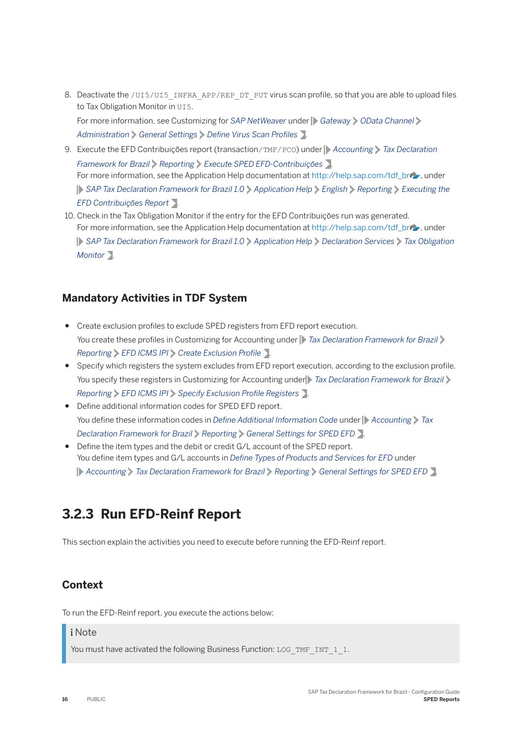8. Deactivate the `/UI5/UI5_INFRA_APP/REP_DT_PUT` virus scan profile, so that you are able to upload files to Tax Obligation Monitor in `UI5`.

   For more information, see Customizing for *SAP NetWeaver* under *Gateway* > *OData Channel* > *Administration* > *General Settings* > *Define Virus Scan Profiles*.

9. Execute the EFD Contribuições report (transaction `/TMF/PCO`) under *Accounting* > *Tax Declaration Framework for Brazil* > *Reporting* > *Execute SPED EFD-Contribuições*.

   For more information, see the Application Help documentation at http://help.sap.com/tdf_br, under *SAP Tax Declaration Framework for Brazil 1.0* > *Application Help* > *English* > *Reporting* > *Executing the EFD Contribuições Report*.

10. Check in the Tax Obligation Monitor if the entry for the EFD Contribuições run was generated.

    For more information, see the Application Help documentation at http://help.sap.com/tdf_br, under *SAP Tax Declaration Framework for Brazil 1.0* > *Application Help* > *Declaration Services* > *Tax Obligation Monitor*.

### Mandatory Activities in TDF System

- Create exclusion profiles to exclude SPED registers from EFD report execution.

  You create these profiles in Customizing for Accounting under *Tax Declaration Framework for Brazil* > *Reporting* > *EFD ICMS IPI* > *Create Exclusion Profile*.
- Specify which registers the system excludes from EFD report execution, according to the exclusion profile.

  You specify these registers in Customizing for Accounting under *Tax Declaration Framework for Brazil* > *Reporting* > *EFD ICMS IPI* > *Specify Exclusion Profile Registers*.
- Define additional information codes for SPED EFD report.

  You define these information codes in *Define Additional Information Code* under *Accounting* > *Tax Declaration Framework for Brazil* > *Reporting* > *General Settings for SPED EFD*.
- Define the item types and the debit or credit G/L account of the SPED report.

  You define item types and G/L accounts in *Define Types of Products and Services for EFD* under *Accounting* > *Tax Declaration Framework for Brazil* > *Reporting* > *General Settings for SPED EFD*.

## 3.2.3 Run EFD-Reinf Report

This section explain the activities you need to execute before running the EFD-Reinf report.

### Context

To run the EFD-Reinf report, you execute the actions below:

> **Note**
>
> You must have activated the following Business Function: `LOG_TMF_INT_1_1`.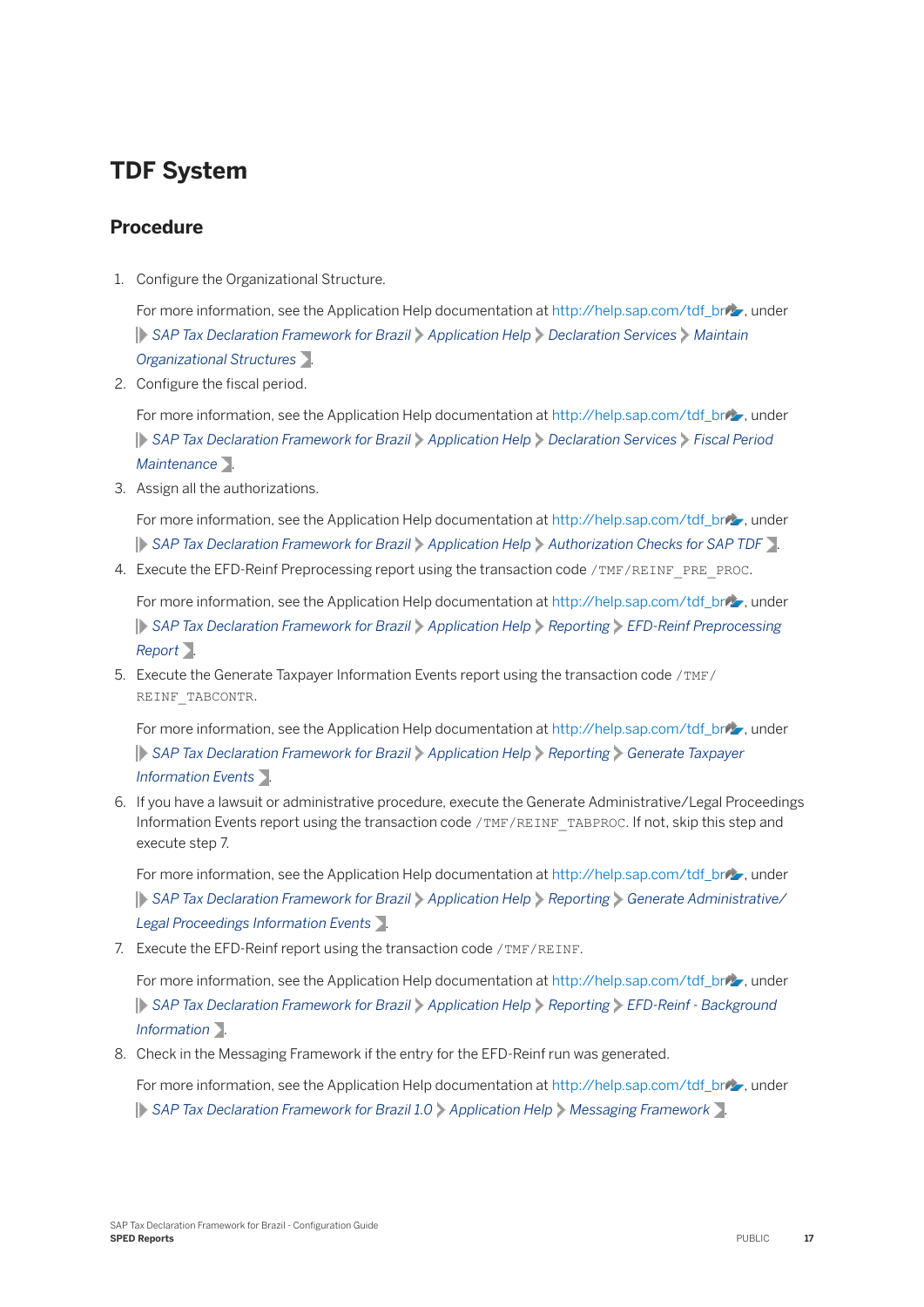# TDF System

## Procedure

1. Configure the Organizational Structure.

   For more information, see the Application Help documentation at http://help.sap.com/tdf_br, under *SAP Tax Declaration Framework for Brazil > Application Help > Declaration Services > Maintain Organizational Structures*.

2. Configure the fiscal period.

   For more information, see the Application Help documentation at http://help.sap.com/tdf_br, under *SAP Tax Declaration Framework for Brazil > Application Help > Declaration Services > Fiscal Period Maintenance*.

3. Assign all the authorizations.

   For more information, see the Application Help documentation at http://help.sap.com/tdf_br, under *SAP Tax Declaration Framework for Brazil > Application Help > Authorization Checks for SAP TDF*.

4. Execute the EFD-Reinf Preprocessing report using the transaction code `/TMF/REINF_PRE_PROC`.

   For more information, see the Application Help documentation at http://help.sap.com/tdf_br, under *SAP Tax Declaration Framework for Brazil > Application Help > Reporting > EFD-Reinf Preprocessing Report*.

5. Execute the Generate Taxpayer Information Events report using the transaction code `/TMF/REINF_TABCONTR`.

   For more information, see the Application Help documentation at http://help.sap.com/tdf_br, under *SAP Tax Declaration Framework for Brazil > Application Help > Reporting > Generate Taxpayer Information Events*.

6. If you have a lawsuit or administrative procedure, execute the Generate Administrative/Legal Proceedings Information Events report using the transaction code `/TMF/REINF_TABPROC`. If not, skip this step and execute step 7.

   For more information, see the Application Help documentation at http://help.sap.com/tdf_br, under *SAP Tax Declaration Framework for Brazil > Application Help > Reporting > Generate Administrative/Legal Proceedings Information Events*.

7. Execute the EFD-Reinf report using the transaction code `/TMF/REINF`.

   For more information, see the Application Help documentation at http://help.sap.com/tdf_br, under *SAP Tax Declaration Framework for Brazil > Application Help > Reporting > EFD-Reinf - Background Information*.

8. Check in the Messaging Framework if the entry for the EFD-Reinf run was generated.

   For more information, see the Application Help documentation at http://help.sap.com/tdf_br, under *SAP Tax Declaration Framework for Brazil 1.0 > Application Help > Messaging Framework*.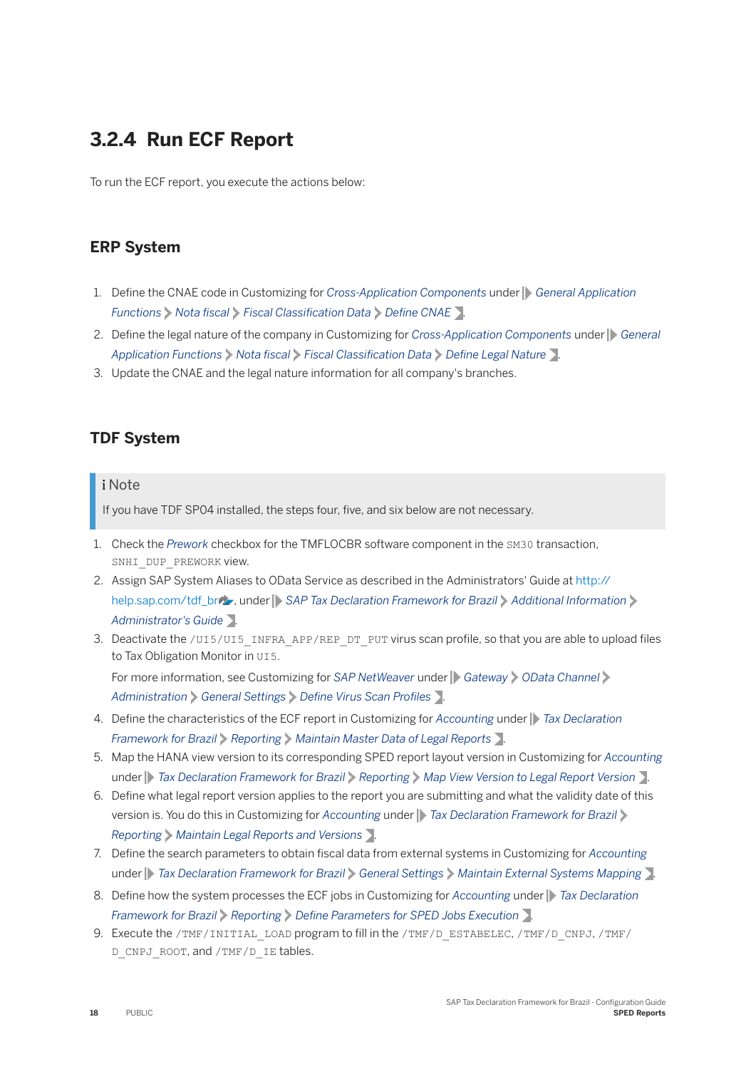### 3.2.4 Run ECF Report

To run the ECF report, you execute the actions below:

#### ERP System

1. Define the CNAE code in Customizing for *Cross-Application Components* under *General Application Functions > Nota fiscal > Fiscal Classification Data > Define CNAE*.
2. Define the legal nature of the company in Customizing for *Cross-Application Components* under *General Application Functions > Nota fiscal > Fiscal Classification Data > Define Legal Nature*.
3. Update the CNAE and the legal nature information for all company's branches.

#### TDF System

> **Note**
>
> If you have TDF SP04 installed, the steps four, five, and six below are not necessary.

1. Check the *Prework* checkbox for the TMFLOCBR software component in the `SM30` transaction, `SNHI_DUP_PREWORK` view.
2. Assign SAP System Aliases to OData Service as described in the Administrators' Guide at http://help.sap.com/tdf_br, under *SAP Tax Declaration Framework for Brazil > Additional Information > Administrator's Guide*.
3. Deactivate the `/UI5/UI5_INFRA_APP/REP_DT_PUT` virus scan profile, so that you are able to upload files to Tax Obligation Monitor in `UI5`.

   For more information, see Customizing for *SAP NetWeaver* under *Gateway > OData Channel > Administration > General Settings > Define Virus Scan Profiles*.
4. Define the characteristics of the ECF report in Customizing for *Accounting* under *Tax Declaration Framework for Brazil > Reporting > Maintain Master Data of Legal Reports*.
5. Map the HANA view version to its corresponding SPED report layout version in Customizing for *Accounting* under *Tax Declaration Framework for Brazil > Reporting > Map View Version to Legal Report Version*.
6. Define what legal report version applies to the report you are submitting and what the validity date of this version is. You do this in Customizing for *Accounting* under *Tax Declaration Framework for Brazil > Reporting > Maintain Legal Reports and Versions*.
7. Define the search parameters to obtain fiscal data from external systems in Customizing for *Accounting* under *Tax Declaration Framework for Brazil > General Settings > Maintain External Systems Mapping*.
8. Define how the system processes the ECF jobs in Customizing for *Accounting* under *Tax Declaration Framework for Brazil > Reporting > Define Parameters for SPED Jobs Execution*.
9. Execute the `/TMF/INITIAL_LOAD` program to fill in the `/TMF/D_ESTABELEC`, `/TMF/D_CNPJ`, `/TMF/D_CNPJ_ROOT`, and `/TMF/D_IE` tables.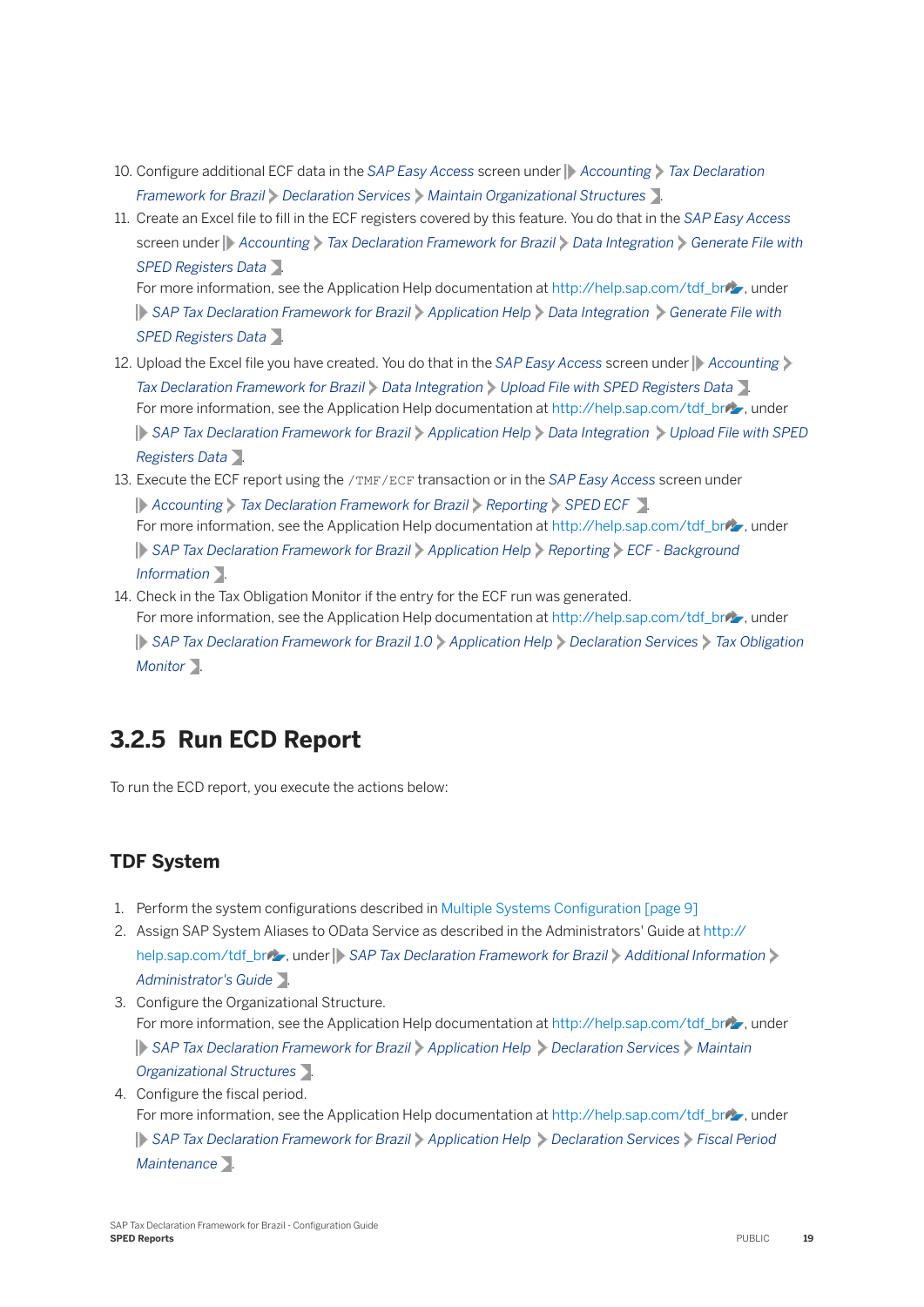10. Configure additional ECF data in the *SAP Easy Access* screen under *Accounting* > *Tax Declaration Framework for Brazil* > *Declaration Services* > *Maintain Organizational Structures*.
11. Create an Excel file to fill in the ECF registers covered by this feature. You do that in the *SAP Easy Access* screen under *Accounting* > *Tax Declaration Framework for Brazil* > *Data Integration* > *Generate File with SPED Registers Data*.
    For more information, see the Application Help documentation at http://help.sap.com/tdf_br, under *SAP Tax Declaration Framework for Brazil* > *Application Help* > *Data Integration* > *Generate File with SPED Registers Data*.
12. Upload the Excel file you have created. You do that in the *SAP Easy Access* screen under *Accounting* > *Tax Declaration Framework for Brazil* > *Data Integration* > *Upload File with SPED Registers Data*.
    For more information, see the Application Help documentation at http://help.sap.com/tdf_br, under *SAP Tax Declaration Framework for Brazil* > *Application Help* > *Data Integration* > *Upload File with SPED Registers Data*.
13. Execute the ECF report using the `/TMF/ECF` transaction or in the *SAP Easy Access* screen under *Accounting* > *Tax Declaration Framework for Brazil* > *Reporting* > *SPED ECF*.
    For more information, see the Application Help documentation at http://help.sap.com/tdf_br, under *SAP Tax Declaration Framework for Brazil* > *Application Help* > *Reporting* > *ECF - Background Information*.
14. Check in the Tax Obligation Monitor if the entry for the ECF run was generated.
    For more information, see the Application Help documentation at http://help.sap.com/tdf_br, under *SAP Tax Declaration Framework for Brazil 1.0* > *Application Help* > *Declaration Services* > *Tax Obligation Monitor*.

## 3.2.5 Run ECD Report

To run the ECD report, you execute the actions below:

### TDF System

1. Perform the system configurations described in Multiple Systems Configuration [page 9]
2. Assign SAP System Aliases to OData Service as described in the Administrators' Guide at http://help.sap.com/tdf_br, under *SAP Tax Declaration Framework for Brazil* > *Additional Information* > *Administrator's Guide*.
3. Configure the Organizational Structure.
   For more information, see the Application Help documentation at http://help.sap.com/tdf_br, under *SAP Tax Declaration Framework for Brazil* > *Application Help* > *Declaration Services* > *Maintain Organizational Structures*.
4. Configure the fiscal period.
   For more information, see the Application Help documentation at http://help.sap.com/tdf_br, under *SAP Tax Declaration Framework for Brazil* > *Application Help* > *Declaration Services* > *Fiscal Period Maintenance*.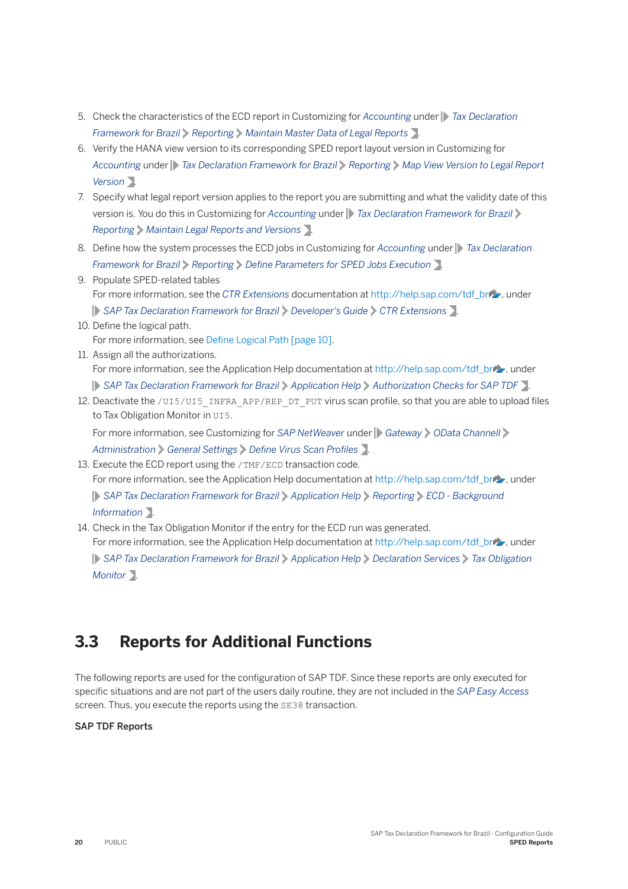5. Check the characteristics of the ECD report in Customizing for *Accounting* under *Tax Declaration Framework for Brazil* > *Reporting* > *Maintain Master Data of Legal Reports*.
6. Verify the HANA view version to its corresponding SPED report layout version in Customizing for *Accounting* under *Tax Declaration Framework for Brazil* > *Reporting* > *Map View Version to Legal Report Version*.
7. Specify what legal report version applies to the report you are submitting and what the validity date of this version is. You do this in Customizing for *Accounting* under *Tax Declaration Framework for Brazil* > *Reporting* > *Maintain Legal Reports and Versions*.
8. Define how the system processes the ECD jobs in Customizing for *Accounting* under *Tax Declaration Framework for Brazil* > *Reporting* > *Define Parameters for SPED Jobs Execution*.
9. Populate SPED-related tables
   For more information, see the *CTR Extensions* documentation at http://help.sap.com/tdf_br, under *SAP Tax Declaration Framework for Brazil* > *Developer's Guide* > *CTR Extensions*.
10. Define the logical path.
    For more information, see Define Logical Path [page 10].
11. Assign all the authorizations.
    For more information, see the Application Help documentation at http://help.sap.com/tdf_br, under *SAP Tax Declaration Framework for Brazil* > *Application Help* > *Authorization Checks for SAP TDF*.
12. Deactivate the `/UI5/UI5_INFRA_APP/REP_DT_PUT` virus scan profile, so that you are able to upload files to Tax Obligation Monitor in `UI5`.
    For more information, see Customizing for *SAP NetWeaver* under *Gateway* > *OData Channell* > *Administration* > *General Settings* > *Define Virus Scan Profiles*.
13. Execute the ECD report using the `/TMF/ECD` transaction code.
    For more information, see the Application Help documentation at http://help.sap.com/tdf_br, under *SAP Tax Declaration Framework for Brazil* > *Application Help* > *Reporting* > *ECD - Background Information*.
14. Check in the Tax Obligation Monitor if the entry for the ECD run was generated.
    For more information, see the Application Help documentation at http://help.sap.com/tdf_br, under *SAP Tax Declaration Framework for Brazil* > *Application Help* > *Declaration Services* > *Tax Obligation Monitor*.

## 3.3 Reports for Additional Functions

The following reports are used for the configuration of SAP TDF. Since these reports are only executed for specific situations and are not part of the users daily routine, they are not included in the *SAP Easy Access* screen. Thus, you execute the reports using the `SE38` transaction.

**SAP TDF Reports**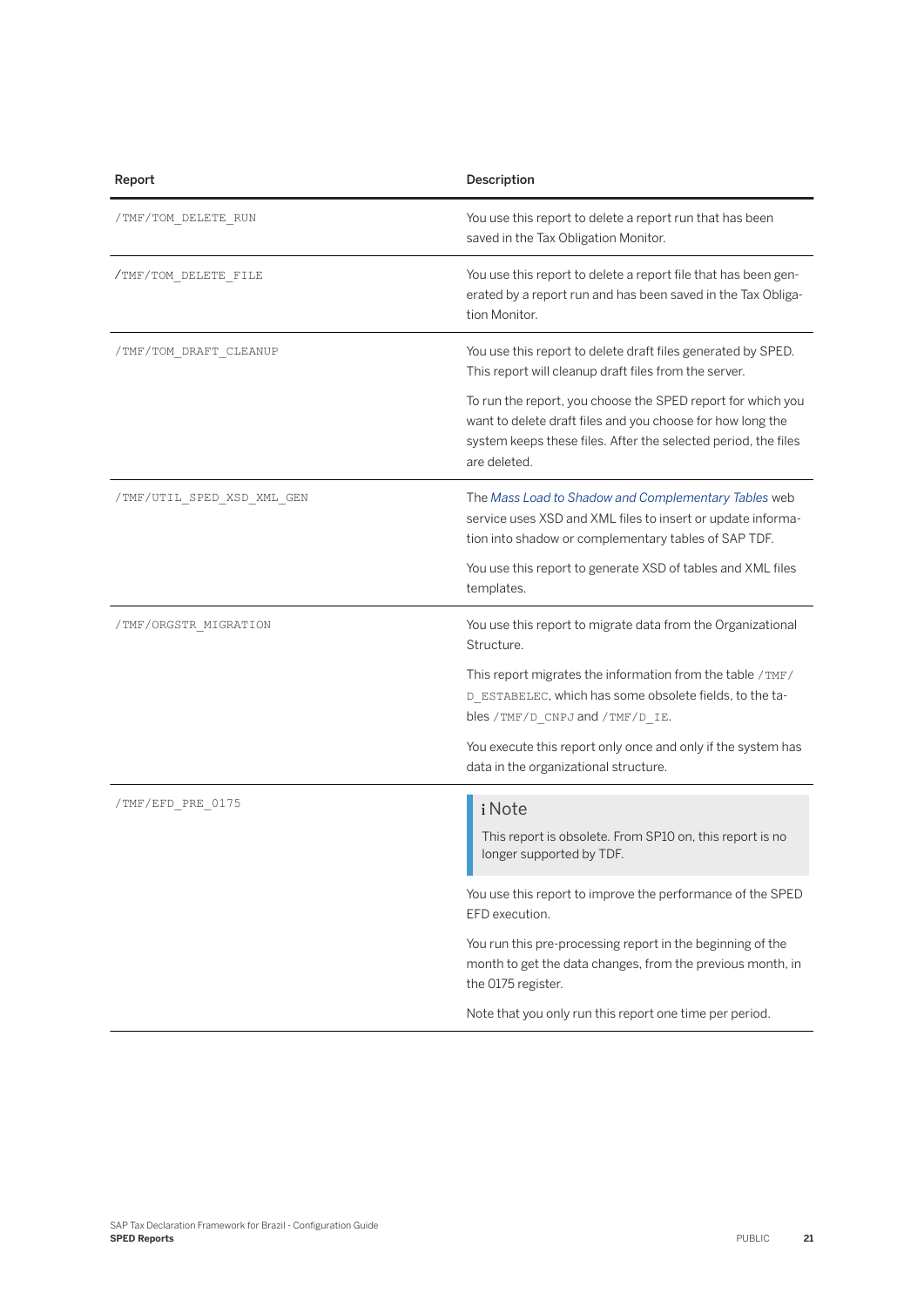| Report | Description |
| --- | --- |
| `/TMF/TOM_DELETE_RUN` | You use this report to delete a report run that has been saved in the Tax Obligation Monitor. |
| `/TMF/TOM_DELETE_FILE` | You use this report to delete a report file that has been generated by a report run and has been saved in the Tax Obligation Monitor. |
| `/TMF/TOM_DRAFT_CLEANUP` | You use this report to delete draft files generated by SPED. This report will cleanup draft files from the server.<br><br>To run the report, you choose the SPED report for which you want to delete draft files and you choose for how long the system keeps these files. After the selected period, the files are deleted. |
| `/TMF/UTIL_SPED_XSD_XML_GEN` | The *Mass Load to Shadow and Complementary Tables* web service uses XSD and XML files to insert or update information into shadow or complementary tables of SAP TDF.<br><br>You use this report to generate XSD of tables and XML files templates. |
| `/TMF/ORGSTR_MIGRATION` | You use this report to migrate data from the Organizational Structure.<br><br>This report migrates the information from the table `/TMF/D_ESTABELEC`, which has some obsolete fields, to the tables `/TMF/D_CNPJ` and `/TMF/D_IE`.<br><br>You execute this report only once and only if the system has data in the organizational structure. |
| `/TMF/EFD_PRE_0175` | **Note**<br>This report is obsolete. From SP10 on, this report is no longer supported by TDF.<br><br>You use this report to improve the performance of the SPED EFD execution.<br><br>You run this pre-processing report in the beginning of the month to get the data changes, from the previous month, in the 0175 register.<br><br>Note that you only run this report one time per period. |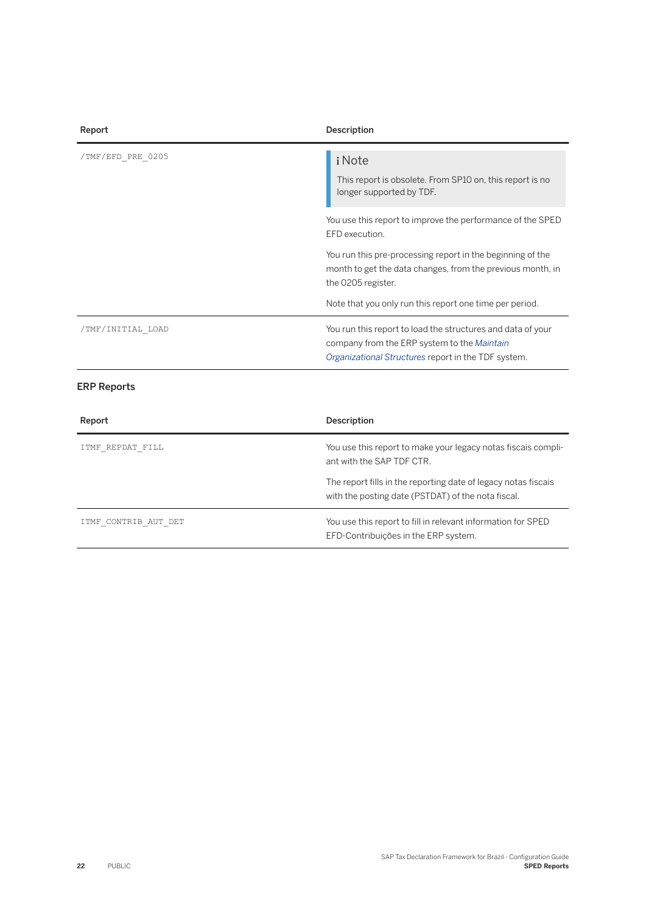| Report | Description |
| --- | --- |
| /TMF/EFD_PRE_0205 | **Note**<br>This report is obsolete. From SP10 on, this report is no longer supported by TDF.<br><br>You use this report to improve the performance of the SPED EFD execution.<br><br>You run this pre-processing report in the beginning of the month to get the data changes, from the previous month, in the 0205 register.<br><br>Note that you only run this report one time per period. |
| /TMF/INITIAL_LOAD | You run this report to load the structures and data of your company from the ERP system to the *Maintain Organizational Structures* report in the TDF system. |

**ERP Reports**

| Report | Description |
| --- | --- |
| ITMF_REPDAT_FILL | You use this report to make your legacy notas fiscais compliant with the SAP TDF CTR.<br><br>The report fills in the reporting date of legacy notas fiscais with the posting date (PSTDAT) of the nota fiscal. |
| ITMF_CONTRIB_AUT_DET | You use this report to fill in relevant information for SPED EFD-Contribuições in the ERP system. |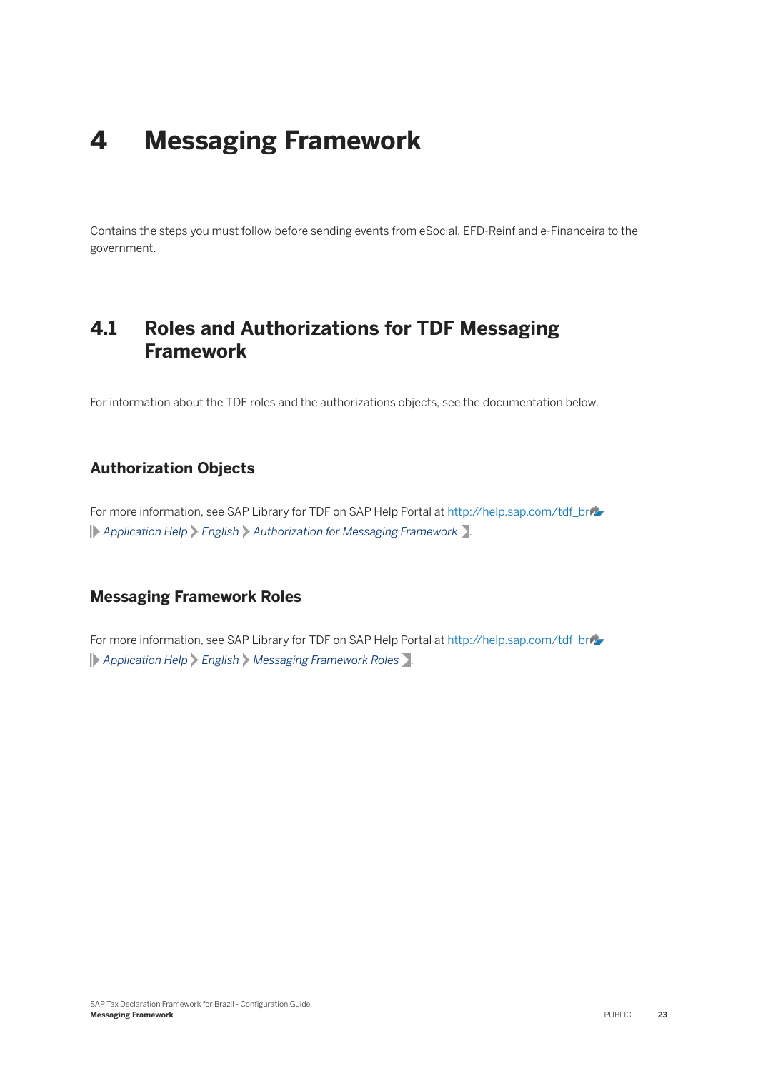# 4 Messaging Framework

Contains the steps you must follow before sending events from eSocial, EFD-Reinf and e-Financeira to the government.

## 4.1 Roles and Authorizations for TDF Messaging Framework

For information about the TDF roles and the authorizations objects, see the documentation below.

### Authorization Objects

For more information, see SAP Library for TDF on SAP Help Portal at http://help.sap.com/tdf_br
*Application Help* > *English* > *Authorization for Messaging Framework*.

### Messaging Framework Roles

For more information, see SAP Library for TDF on SAP Help Portal at http://help.sap.com/tdf_br
*Application Help* > *English* > *Messaging Framework Roles*.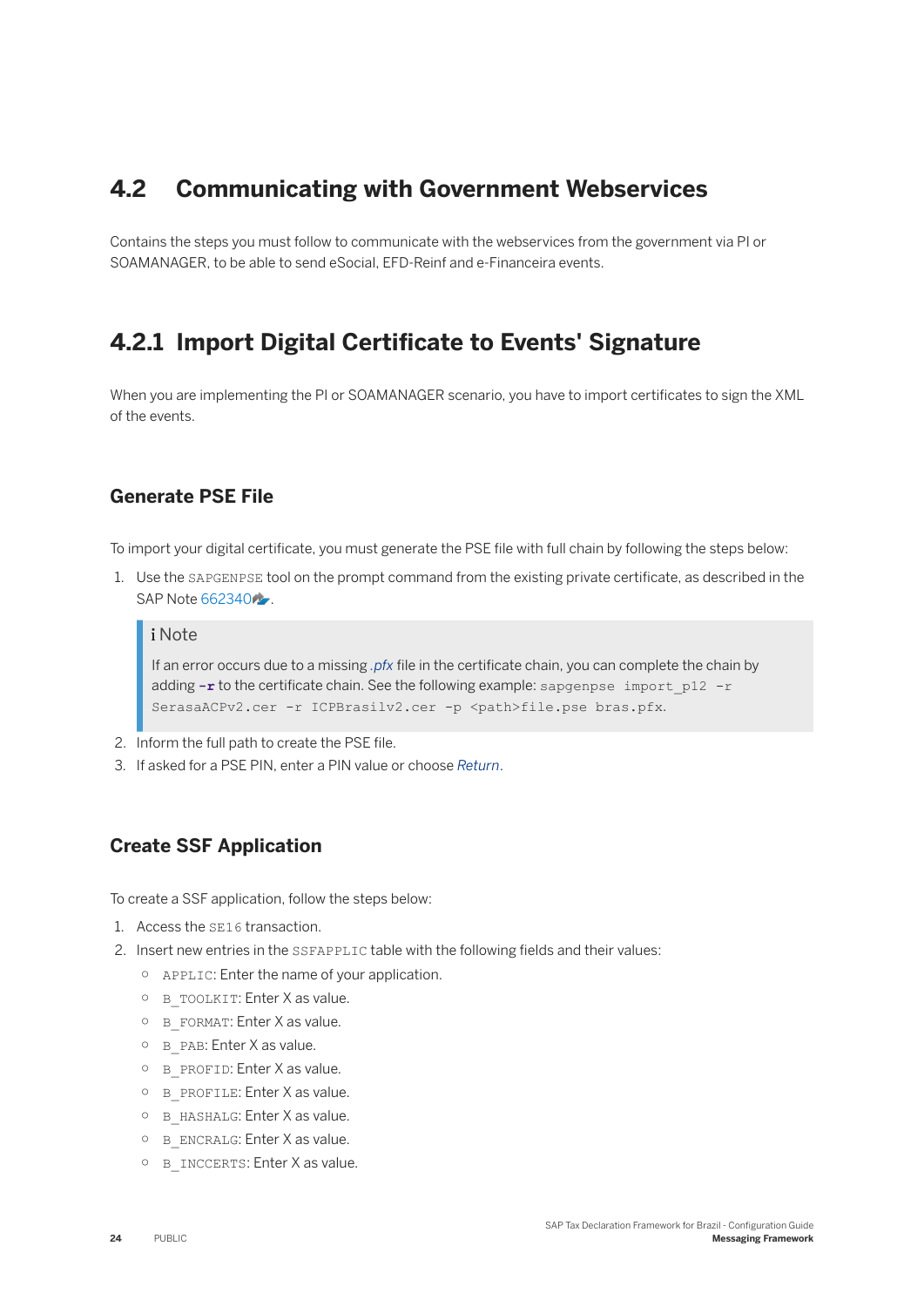## 4.2 Communicating with Government Webservices

Contains the steps you must follow to communicate with the webservices from the government via PI or SOAMANAGER, to be able to send eSocial, EFD-Reinf and e-Financeira events.

## 4.2.1 Import Digital Certificate to Events' Signature

When you are implementing the PI or SOAMANAGER scenario, you have to import certificates to sign the XML of the events.

### Generate PSE File

To import your digital certificate, you must generate the PSE file with full chain by following the steps below:

1. Use the `SAPGENPSE` tool on the prompt command from the existing private certificate, as described in the SAP Note 662340.

> **Note**
>
> If an error occurs due to a missing *.pfx* file in the certificate chain, you can complete the chain by adding `-r` to the certificate chain. See the following example: `sapgenpse import_p12 -r SerasaACPv2.cer -r ICPBrasilv2.cer -p <path>file.pse bras.pfx`.

2. Inform the full path to create the PSE file.
3. If asked for a PSE PIN, enter a PIN value or choose *Return*.

### Create SSF Application

To create a SSF application, follow the steps below:

1. Access the `SE16` transaction.
2. Insert new entries in the `SSFAPPLIC` table with the following fields and their values:
   - `APPLIC`: Enter the name of your application.
   - `B_TOOLKIT`: Enter X as value.
   - `B_FORMAT`: Enter X as value.
   - `B_PAB`: Enter X as value.
   - `B_PROFID`: Enter X as value.
   - `B_PROFILE`: Enter X as value.
   - `B_HASHALG`: Enter X as value.
   - `B_ENCRALG`: Enter X as value.
   - `B_INCCERTS`: Enter X as value.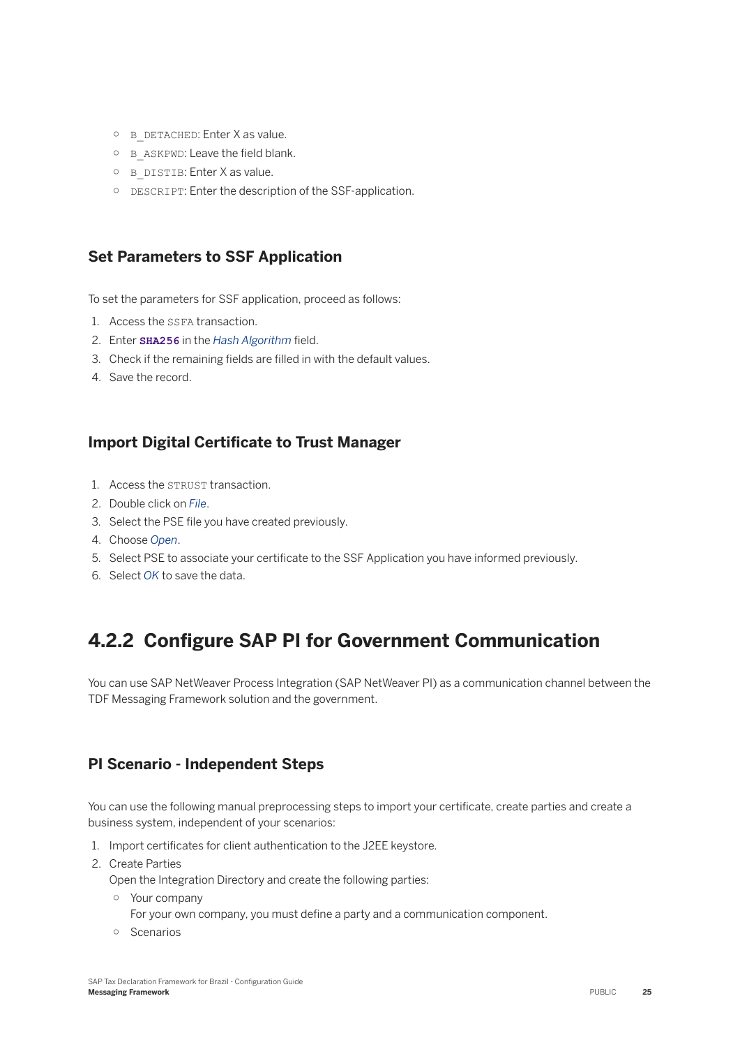- `B_DETACHED`: Enter X as value.
- `B_ASKPWD`: Leave the field blank.
- `B_DISTIB`: Enter X as value.
- `DESCRIPT`: Enter the description of the SSF-application.

### Set Parameters to SSF Application

To set the parameters for SSF application, proceed as follows:

1. Access the `SSFA` transaction.
2. Enter **`SHA256`** in the *Hash Algorithm* field.
3. Check if the remaining fields are filled in with the default values.
4. Save the record.

### Import Digital Certificate to Trust Manager

1. Access the `STRUST` transaction.
2. Double click on *File*.
3. Select the PSE file you have created previously.
4. Choose *Open*.
5. Select PSE to associate your certificate to the SSF Application you have informed previously.
6. Select *OK* to save the data.

## 4.2.2 Configure SAP PI for Government Communication

You can use SAP NetWeaver Process Integration (SAP NetWeaver PI) as a communication channel between the TDF Messaging Framework solution and the government.

### PI Scenario - Independent Steps

You can use the following manual preprocessing steps to import your certificate, create parties and create a business system, independent of your scenarios:

1. Import certificates for client authentication to the J2EE keystore.
2. Create Parties
   Open the Integration Directory and create the following parties:
   - Your company
     For your own company, you must define a party and a communication component.
   - Scenarios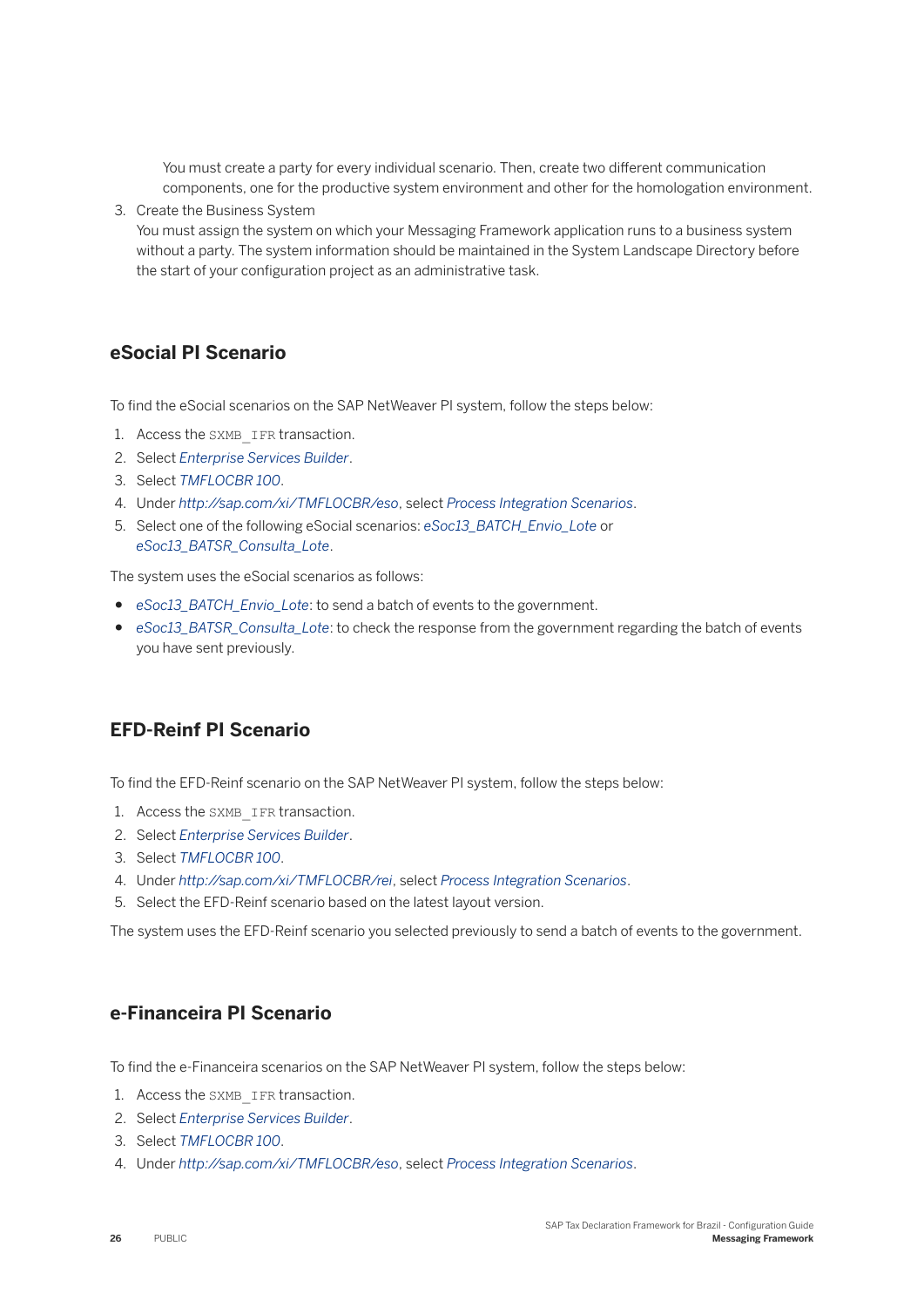You must create a party for every individual scenario. Then, create two different communication components, one for the productive system environment and other for the homologation environment.

3. Create the Business System
   You must assign the system on which your Messaging Framework application runs to a business system without a party. The system information should be maintained in the System Landscape Directory before the start of your configuration project as an administrative task.

## eSocial PI Scenario

To find the eSocial scenarios on the SAP NetWeaver PI system, follow the steps below:

1. Access the `SXMB_IFR` transaction.
2. Select *Enterprise Services Builder*.
3. Select *TMFLOCBR 100*.
4. Under *http://sap.com/xi/TMFLOCBR/eso*, select *Process Integration Scenarios*.
5. Select one of the following eSocial scenarios: *eSoc13_BATCH_Envio_Lote* or *eSoc13_BATSR_Consulta_Lote*.

The system uses the eSocial scenarios as follows:

- *eSoc13_BATCH_Envio_Lote*: to send a batch of events to the government.
- *eSoc13_BATSR_Consulta_Lote*: to check the response from the government regarding the batch of events you have sent previously.

## EFD-Reinf PI Scenario

To find the EFD-Reinf scenario on the SAP NetWeaver PI system, follow the steps below:

1. Access the `SXMB_IFR` transaction.
2. Select *Enterprise Services Builder*.
3. Select *TMFLOCBR 100*.
4. Under *http://sap.com/xi/TMFLOCBR/rei*, select *Process Integration Scenarios*.
5. Select the EFD-Reinf scenario based on the latest layout version.

The system uses the EFD-Reinf scenario you selected previously to send a batch of events to the government.

## e-Financeira PI Scenario

To find the e-Financeira scenarios on the SAP NetWeaver PI system, follow the steps below:

1. Access the `SXMB_IFR` transaction.
2. Select *Enterprise Services Builder*.
3. Select *TMFLOCBR 100*.
4. Under *http://sap.com/xi/TMFLOCBR/eso*, select *Process Integration Scenarios*.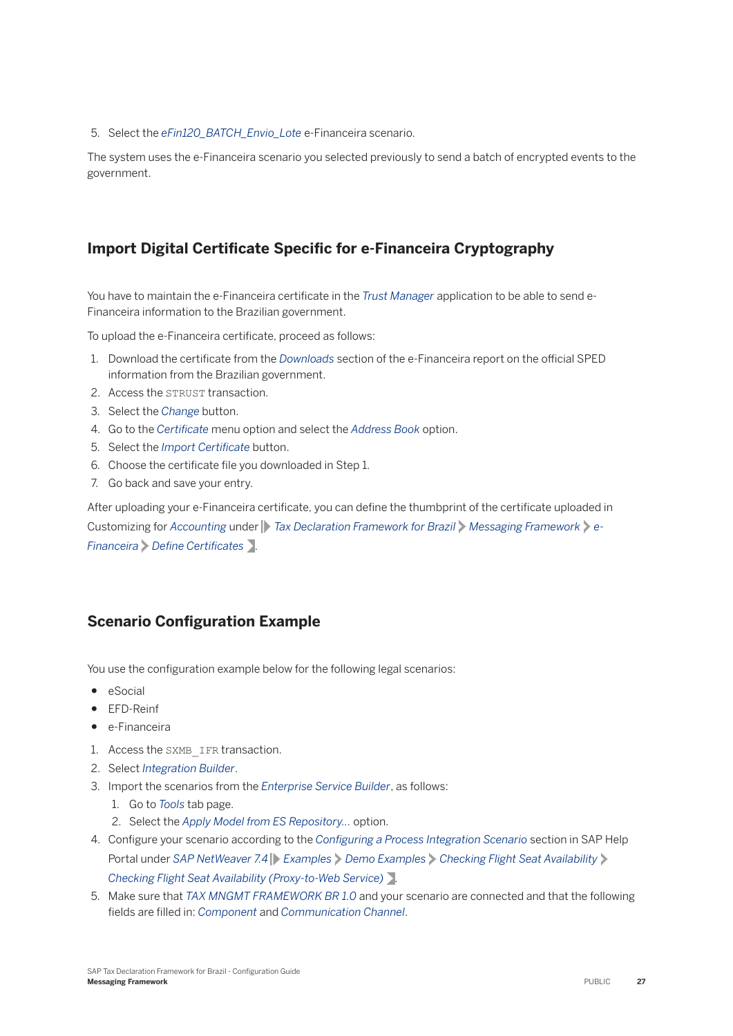5. Select the *eFin120_BATCH_Envio_Lote* e-Financeira scenario.

The system uses the e-Financeira scenario you selected previously to send a batch of encrypted events to the government.

## Import Digital Certificate Specific for e-Financeira Cryptography

You have to maintain the e-Financeira certificate in the *Trust Manager* application to be able to send e-Financeira information to the Brazilian government.

To upload the e-Financeira certificate, proceed as follows:

1. Download the certificate from the *Downloads* section of the e-Financeira report on the official SPED information from the Brazilian government.
2. Access the `STRUST` transaction.
3. Select the *Change* button.
4. Go to the *Certificate* menu option and select the *Address Book* option.
5. Select the *Import Certificate* button.
6. Choose the certificate file you downloaded in Step 1.
7. Go back and save your entry.

After uploading your e-Financeira certificate, you can define the thumbprint of the certificate uploaded in Customizing for *Accounting* under *Tax Declaration Framework for Brazil* > *Messaging Framework* > *e-Financeira* > *Define Certificates*.

## Scenario Configuration Example

You use the configuration example below for the following legal scenarios:

- eSocial
- EFD-Reinf
- e-Financeira

1. Access the `SXMB_IFR` transaction.
2. Select *Integration Builder*.
3. Import the scenarios from the *Enterprise Service Builder*, as follows:
   1. Go to *Tools* tab page.
   2. Select the *Apply Model from ES Repository...* option.
4. Configure your scenario according to the *Configuring a Process Integration Scenario* section in SAP Help Portal under *SAP NetWeaver 7.4* > *Examples* > *Demo Examples* > *Checking Flight Seat Availability* > *Checking Flight Seat Availability (Proxy-to-Web Service)*.
5. Make sure that *TAX MNGMT FRAMEWORK BR 1.0* and your scenario are connected and that the following fields are filled in: *Component* and *Communication Channel*.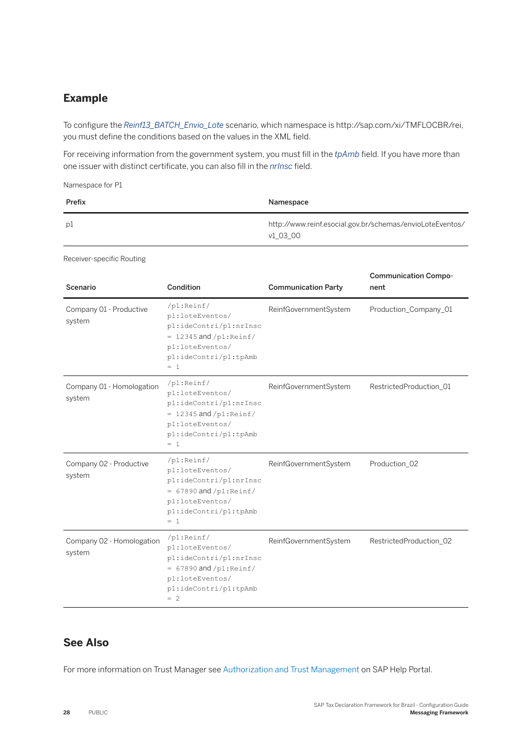## Example

To configure the *Reinf13_BATCH_Envio_Lote* scenario, which namespace is http://sap.com/xi/TMFLOCBR/rei, you must define the conditions based on the values in the XML field.

For receiving information from the government system, you must fill in the *tpAmb* field. If you have more than one issuer with distinct certificate, you can also fill in the *nrInsc* field.

Namespace for P1

| Prefix | Namespace |
| --- | --- |
| p1 | http://www.reinf.esocial.gov.br/schemas/envioLoteEventos/v1_03_00 |

Receiver-specific Routing

| Scenario | Condition | Communication Party | Communication Component |
| --- | --- | --- | --- |
| Company 01 - Productive system | `/p1:Reinf/p1:loteEventos/p1:ideContri/p1:nrInsc = 12345` and `/p1:Reinf/p1:loteEventos/p1:ideContri/p1:tpAmb = 1` | ReinfGovernmentSystem | Production_Company_01 |
| Company 01 - Homologation system | `/p1:Reinf/p1:loteEventos/p1:ideContri/p1:nrInsc = 12345` and `/p1:Reinf/p1:loteEventos/p1:ideContri/p1:tpAmb = 1` | ReinfGovernmentSystem | RestrictedProduction_01 |
| Company 02 - Productive system | `/p1:Reinf/p1:loteEventos/p1:ideContri/p1:nrInsc = 67890` and `/p1:Reinf/p1:loteEventos/p1:ideContri/p1:tpAmb = 1` | ReinfGovernmentSystem | Production_02 |
| Company 02 - Homologation system | `/p1:Reinf/p1:loteEventos/p1:ideContri/p1:nrInsc = 67890` and `/p1:Reinf/p1:loteEventos/p1:ideContri/p1:tpAmb = 2` | ReinfGovernmentSystem | RestrictedProduction_02 |

## See Also

For more information on Trust Manager see Authorization and Trust Management on SAP Help Portal.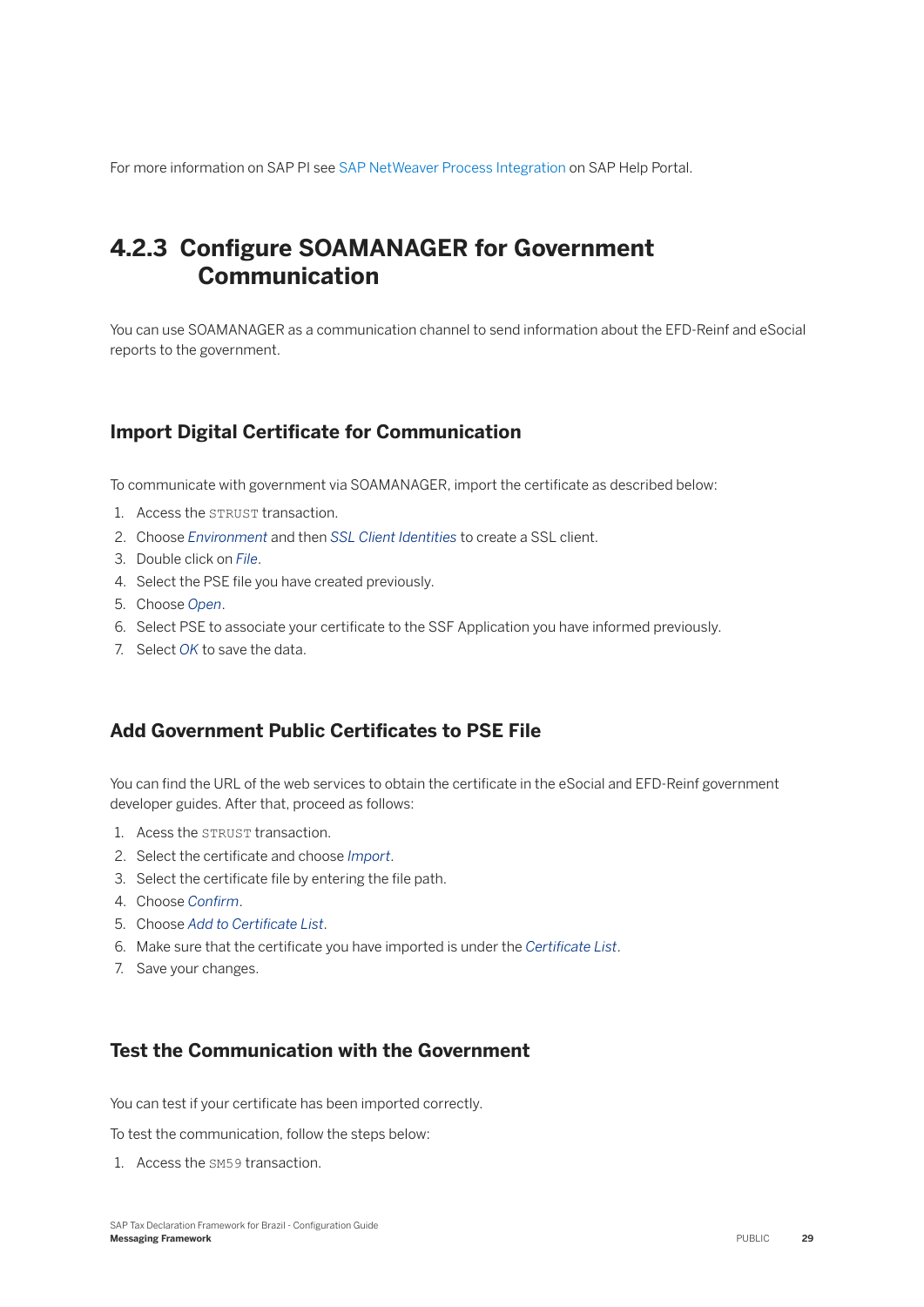For more information on SAP PI see SAP NetWeaver Process Integration on SAP Help Portal.

## 4.2.3 Configure SOAMANAGER for Government Communication

You can use SOAMANAGER as a communication channel to send information about the EFD-Reinf and eSocial reports to the government.

### Import Digital Certificate for Communication

To communicate with government via SOAMANAGER, import the certificate as described below:

1. Access the `STRUST` transaction.
2. Choose *Environment* and then *SSL Client Identities* to create a SSL client.
3. Double click on *File*.
4. Select the PSE file you have created previously.
5. Choose *Open*.
6. Select PSE to associate your certificate to the SSF Application you have informed previously.
7. Select *OK* to save the data.

### Add Government Public Certificates to PSE File

You can find the URL of the web services to obtain the certificate in the eSocial and EFD-Reinf government developer guides. After that, proceed as follows:

1. Acess the `STRUST` transaction.
2. Select the certificate and choose *Import*.
3. Select the certificate file by entering the file path.
4. Choose *Confirm*.
5. Choose *Add to Certificate List*.
6. Make sure that the certificate you have imported is under the *Certificate List*.
7. Save your changes.

### Test the Communication with the Government

You can test if your certificate has been imported correctly.

To test the communication, follow the steps below:

1. Access the `SM59` transaction.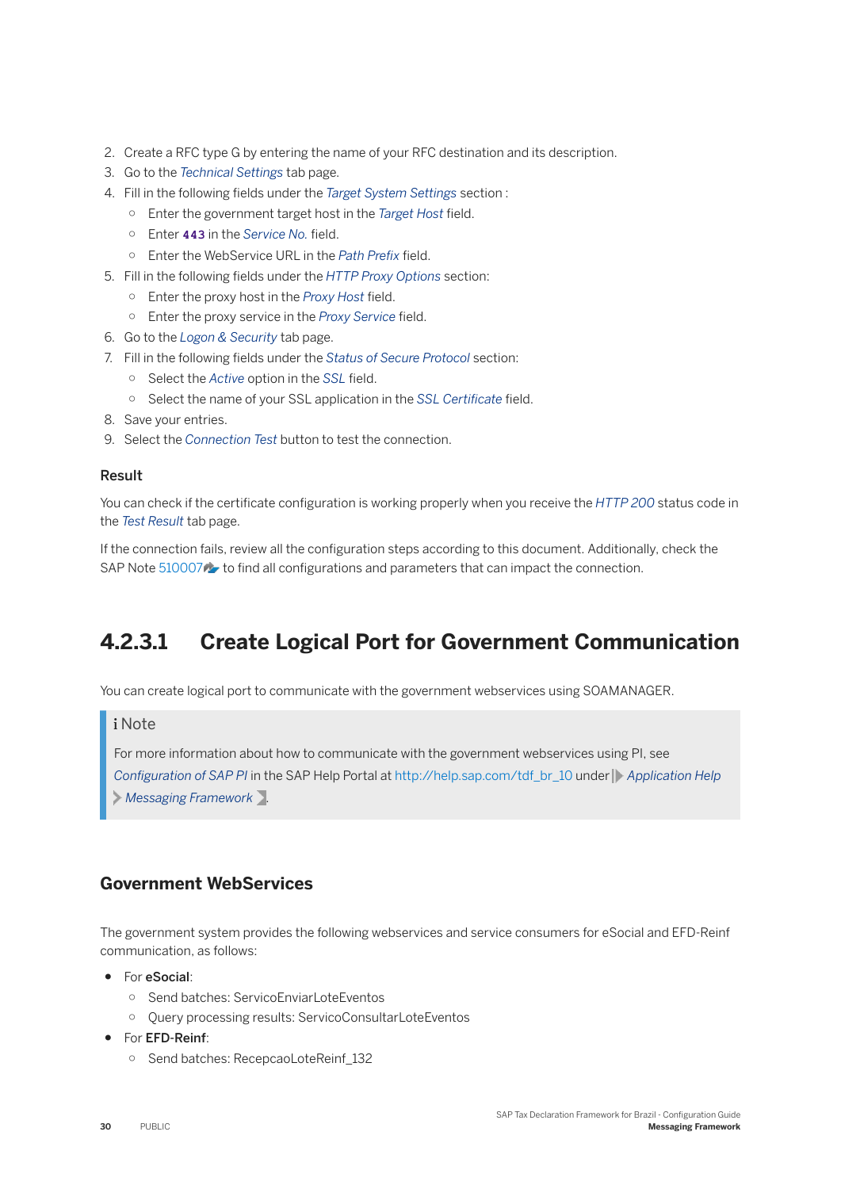2. Create a RFC type G by entering the name of your RFC destination and its description.
3. Go to the *Technical Settings* tab page.
4. Fill in the following fields under the *Target System Settings* section :
   - Enter the government target host in the *Target Host* field.
   - Enter `443` in the *Service No.* field.
   - Enter the WebService URL in the *Path Prefix* field.
5. Fill in the following fields under the *HTTP Proxy Options* section:
   - Enter the proxy host in the *Proxy Host* field.
   - Enter the proxy service in the *Proxy Service* field.
6. Go to the *Logon & Security* tab page.
7. Fill in the following fields under the *Status of Secure Protocol* section:
   - Select the *Active* option in the *SSL* field.
   - Select the name of your SSL application in the *SSL Certificate* field.
8. Save your entries.
9. Select the *Connection Test* button to test the connection.

### Result

You can check if the certificate configuration is working properly when you receive the *HTTP 200* status code in the *Test Result* tab page.

If the connection fails, review all the configuration steps according to this document. Additionally, check the SAP Note 510007 to find all configurations and parameters that can impact the connection.

## 4.2.3.1 Create Logical Port for Government Communication

You can create logical port to communicate with the government webservices using SOAMANAGER.

> **Note**
>
> For more information about how to communicate with the government webservices using PI, see *Configuration of SAP PI* in the SAP Help Portal at http://help.sap.com/tdf_br_10 under *Application Help* > *Messaging Framework*.

### Government WebServices

The government system provides the following webservices and service consumers for eSocial and EFD-Reinf communication, as follows:

- For **eSocial**:
  - Send batches: ServicoEnviarLoteEventos
  - Query processing results: ServicoConsultarLoteEventos
- For **EFD-Reinf**:
  - Send batches: RecepcaoLoteReinf_132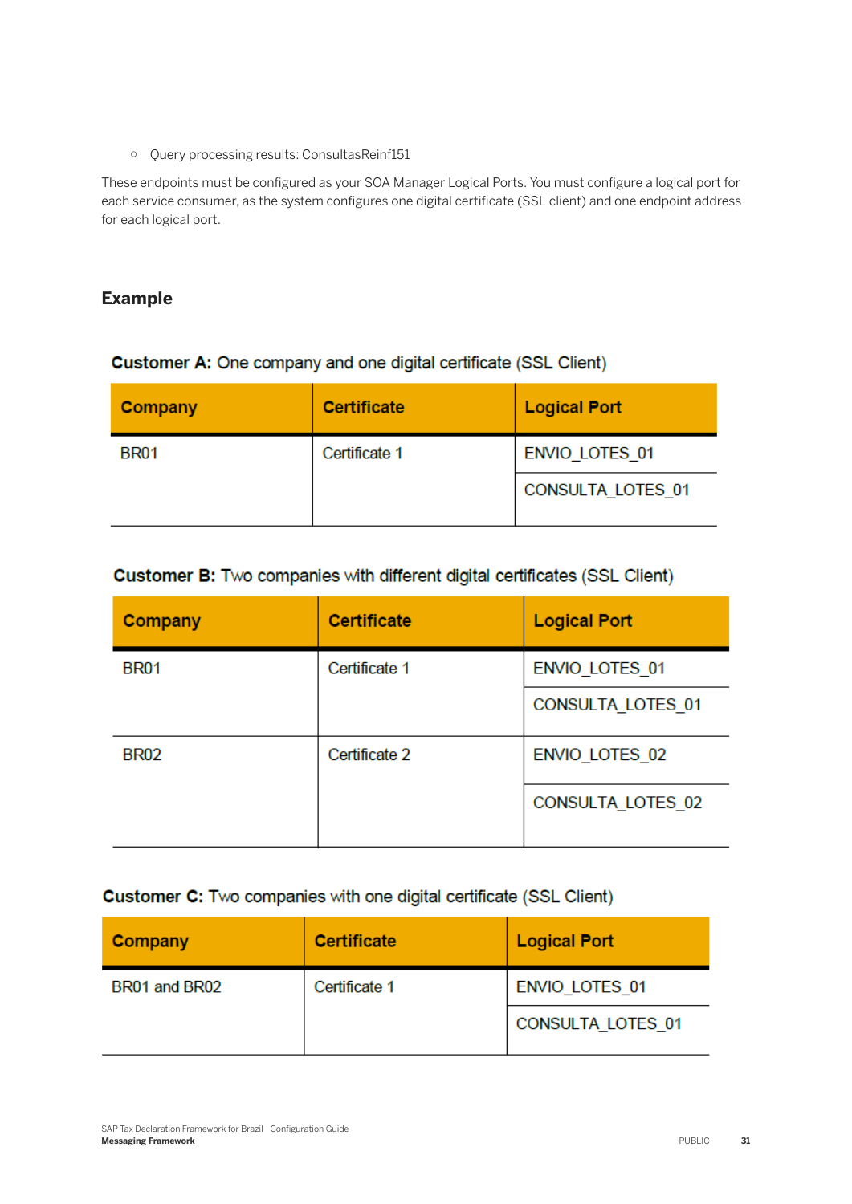- Query processing results: ConsultasReinf151

These endpoints must be configured as your SOA Manager Logical Ports. You must configure a logical port for each service consumer, as the system configures one digital certificate (SSL client) and one endpoint address for each logical port.

## Example

**Customer A:** One company and one digital certificate (SSL Client)

| Company | Certificate | Logical Port |
|---|---|---|
| BR01 | Certificate 1 | ENVIO_LOTES_01 |
| | | CONSULTA_LOTES_01 |

**Customer B:** Two companies with different digital certificates (SSL Client)

| Company | Certificate | Logical Port |
|---|---|---|
| BR01 | Certificate 1 | ENVIO_LOTES_01 |
| | | CONSULTA_LOTES_01 |
| BR02 | Certificate 2 | ENVIO_LOTES_02 |
| | | CONSULTA_LOTES_02 |

**Customer C:** Two companies with one digital certificate (SSL Client)

| Company | Certificate | Logical Port |
|---|---|---|
| BR01 and BR02 | Certificate 1 | ENVIO_LOTES_01 |
| | | CONSULTA_LOTES_01 |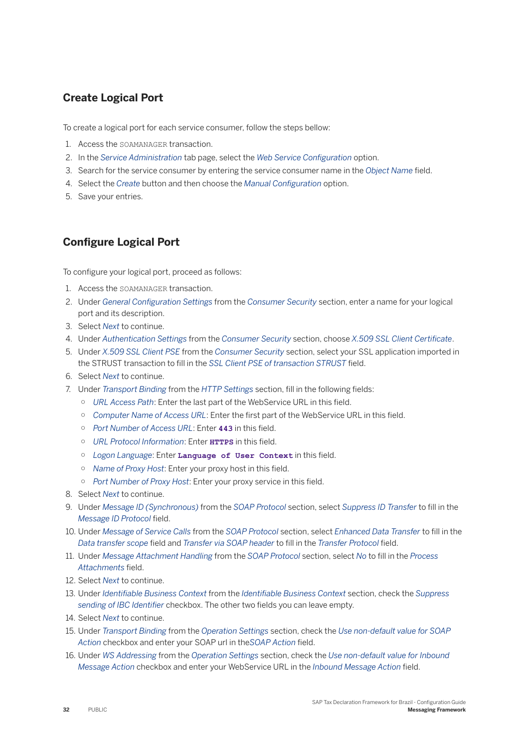## Create Logical Port

To create a logical port for each service consumer, follow the steps bellow:

1. Access the `SOAMANAGER` transaction.
2. In the *Service Administration* tab page, select the *Web Service Configuration* option.
3. Search for the service consumer by entering the service consumer name in the *Object Name* field.
4. Select the *Create* button and then choose the *Manual Configuration* option.
5. Save your entries.

## Configure Logical Port

To configure your logical port, proceed as follows:

1. Access the `SOAMANAGER` transaction.
2. Under *General Configuration Settings* from the *Consumer Security* section, enter a name for your logical port and its description.
3. Select *Next* to continue.
4. Under *Authentication Settings* from the *Consumer Security* section, choose *X.509 SSL Client Certificate*.
5. Under *X.509 SSL Client PSE* from the *Consumer Security* section, select your SSL application imported in the STRUST transaction to fill in the *SSL Client PSE of transaction STRUST* field.
6. Select *Next* to continue.
7. Under *Transport Binding* from the *HTTP Settings* section, fill in the following fields:
   - *URL Access Path*: Enter the last part of the WebService URL in this field.
   - *Computer Name of Access URL*: Enter the first part of the WebService URL in this field.
   - *Port Number of Access URL*: Enter **`443`** in this field.
   - *URL Protocol Information*: Enter **`HTTPS`** in this field.
   - *Logon Language*: Enter **`Language of User Context`** in this field.
   - *Name of Proxy Host*: Enter your proxy host in this field.
   - *Port Number of Proxy Host*: Enter your proxy service in this field.
8. Select *Next* to continue.
9. Under *Message ID (Synchronous)* from the *SOAP Protocol* section, select *Suppress ID Transfer* to fill in the *Message ID Protocol* field.
10. Under *Message of Service Calls* from the *SOAP Protocol* section, select *Enhanced Data Transfer* to fill in the *Data transfer scope* field and *Transfer via SOAP header* to fill in the *Transfer Protocol* field.
11. Under *Message Attachment Handling* from the *SOAP Protocol* section, select *No* to fill in the *Process Attachments* field.
12. Select *Next* to continue.
13. Under *Identifiable Business Context* from the *Identifiable Business Context* section, check the *Suppress sending of IBC Identifier* checkbox. The other two fields you can leave empty.
14. Select *Next* to continue.
15. Under *Transport Binding* from the *Operation Settings* section, check the *Use non-default value for SOAP Action* checkbox and enter your SOAP url in the*SOAP Action* field.
16. Under *WS Addressing* from the *Operation Settings* section, check the *Use non-default value for Inbound Message Action* checkbox and enter your WebService URL in the *Inbound Message Action* field.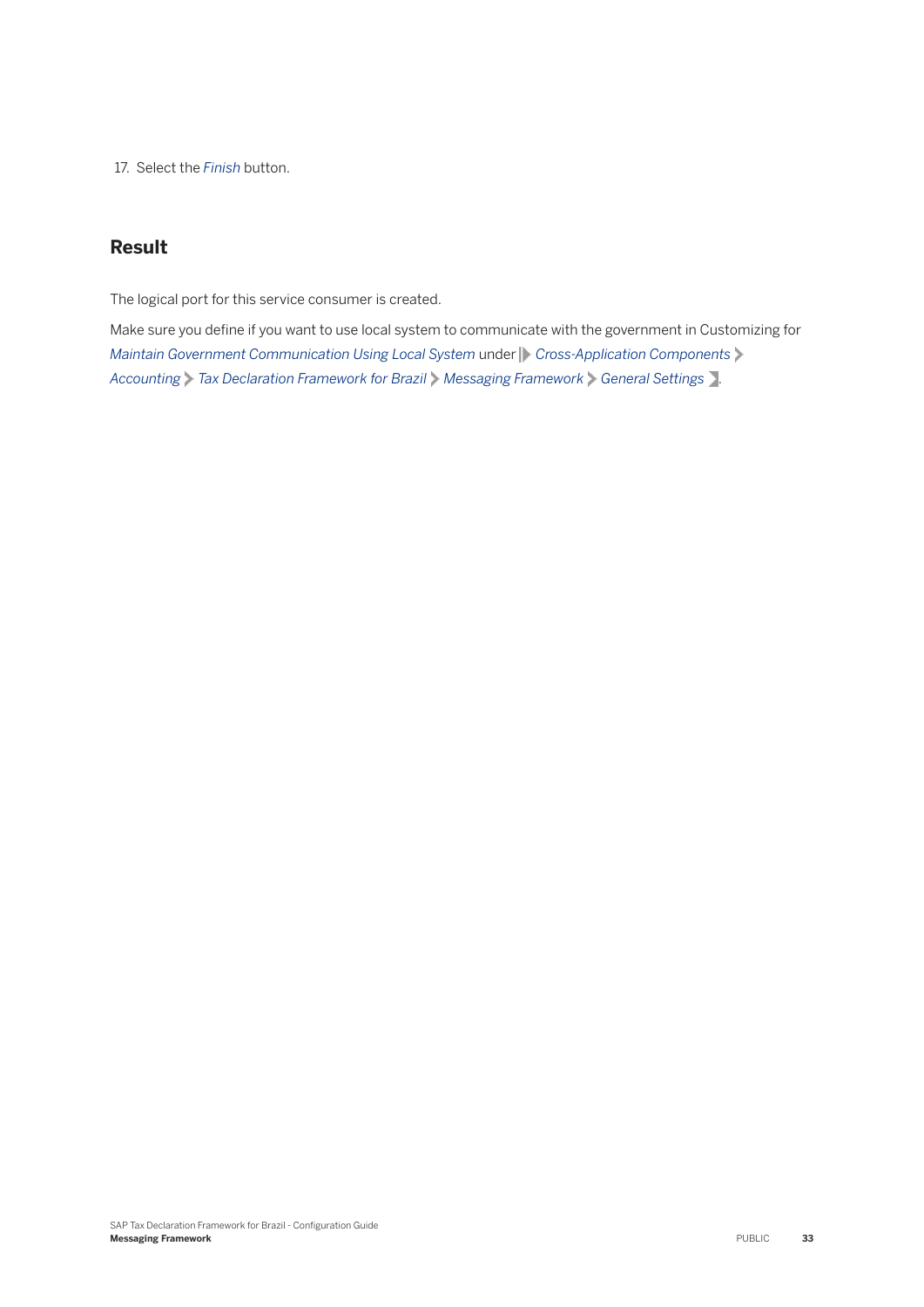17. Select the *Finish* button.

## Result

The logical port for this service consumer is created.

Make sure you define if you want to use local system to communicate with the government in Customizing for *Maintain Government Communication Using Local System* under *Cross-Application Components* > *Accounting* > *Tax Declaration Framework for Brazil* > *Messaging Framework* > *General Settings*.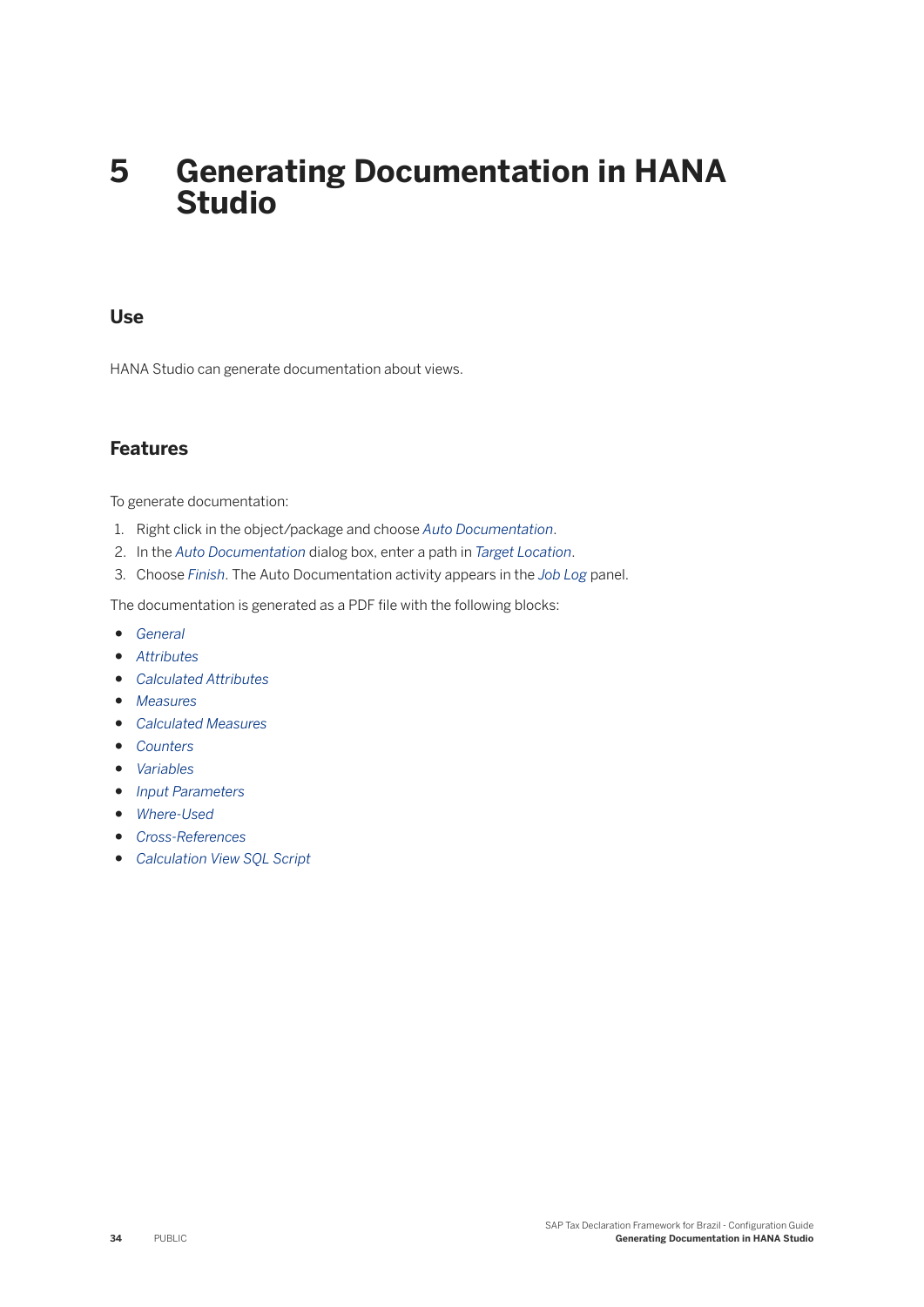# 5 Generating Documentation in HANA Studio

## Use

HANA Studio can generate documentation about views.

## Features

To generate documentation:

1. Right click in the object/package and choose *Auto Documentation*.
2. In the *Auto Documentation* dialog box, enter a path in *Target Location*.
3. Choose *Finish*. The Auto Documentation activity appears in the *Job Log* panel.

The documentation is generated as a PDF file with the following blocks:

- *General*
- *Attributes*
- *Calculated Attributes*
- *Measures*
- *Calculated Measures*
- *Counters*
- *Variables*
- *Input Parameters*
- *Where-Used*
- *Cross-References*
- *Calculation View SQL Script*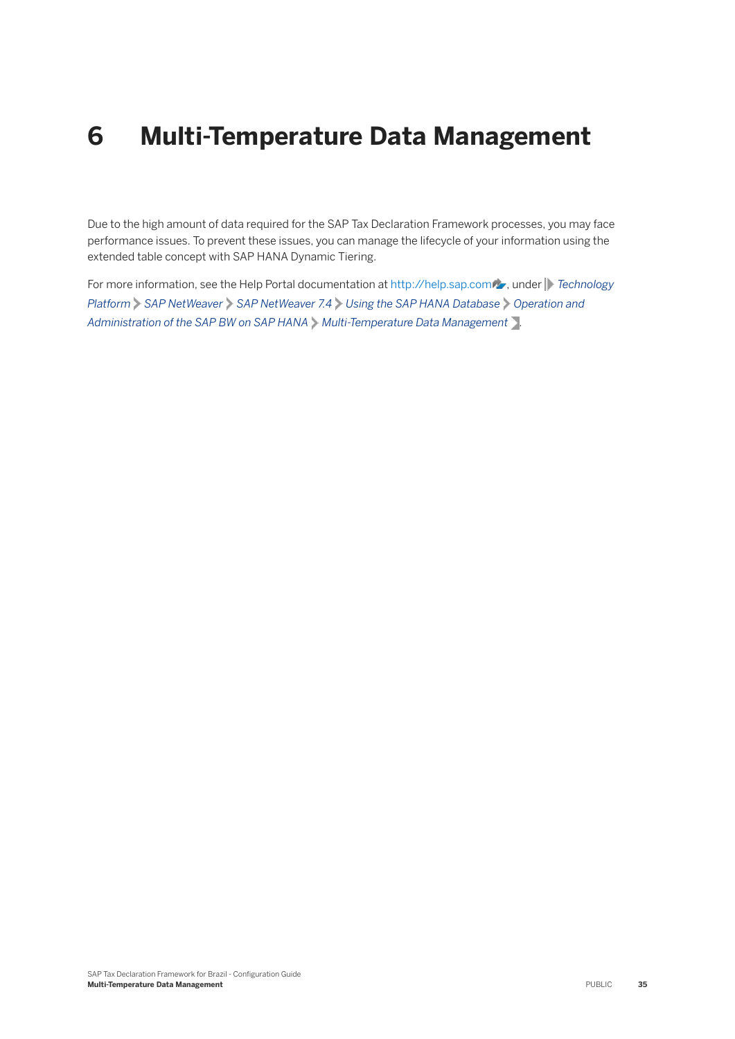# 6 Multi-Temperature Data Management

Due to the high amount of data required for the SAP Tax Declaration Framework processes, you may face performance issues. To prevent these issues, you can manage the lifecycle of your information using the extended table concept with SAP HANA Dynamic Tiering.

For more information, see the Help Portal documentation at http://help.sap.com, under *Technology Platform* > *SAP NetWeaver* > *SAP NetWeaver 7.4* > *Using the SAP HANA Database* > *Operation and Administration of the SAP BW on SAP HANA* > *Multi-Temperature Data Management*.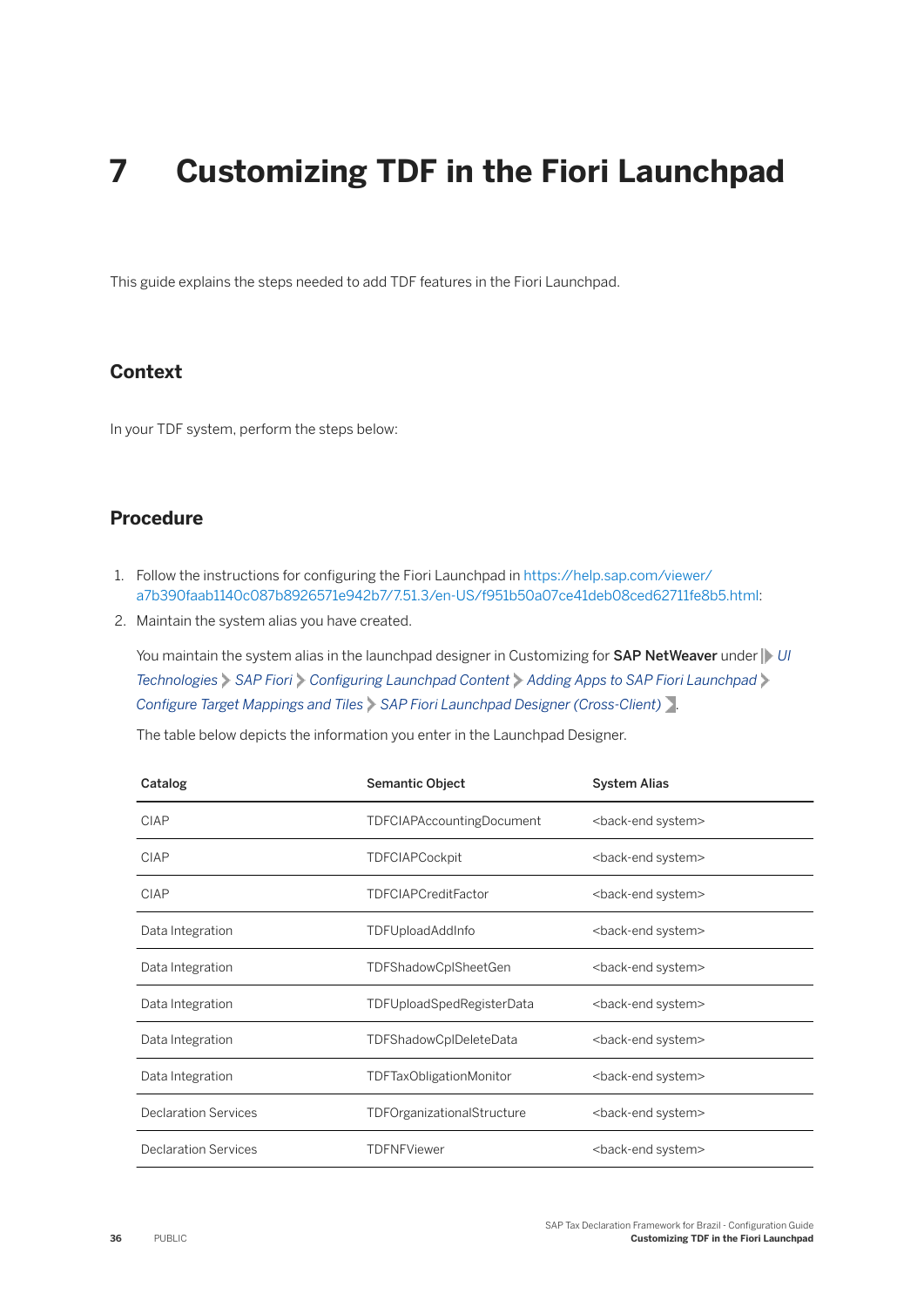# 7 Customizing TDF in the Fiori Launchpad

This guide explains the steps needed to add TDF features in the Fiori Launchpad.

## Context

In your TDF system, perform the steps below:

## Procedure

1. Follow the instructions for configuring the Fiori Launchpad in https://help.sap.com/viewer/a7b390faab1140c087b8926571e942b7/7.51.3/en-US/f951b50a07ce41deb08ced62711fe8b5.html:
2. Maintain the system alias you have created.

   You maintain the system alias in the launchpad designer in Customizing for **SAP NetWeaver** under *UI Technologies* > *SAP Fiori* > *Configuring Launchpad Content* > *Adding Apps to SAP Fiori Launchpad* > *Configure Target Mappings and Tiles* > *SAP Fiori Launchpad Designer (Cross-Client)*.

   The table below depicts the information you enter in the Launchpad Designer.

| Catalog | Semantic Object | System Alias |
| --- | --- | --- |
| CIAP | TDFCIAPAccountingDocument | <back-end system> |
| CIAP | TDFCIAPCockpit | <back-end system> |
| CIAP | TDFCIAPCreditFactor | <back-end system> |
| Data Integration | TDFUploadAddInfo | <back-end system> |
| Data Integration | TDFShadowCplSheetGen | <back-end system> |
| Data Integration | TDFUploadSpedRegisterData | <back-end system> |
| Data Integration | TDFShadowCplDeleteData | <back-end system> |
| Data Integration | TDFTaxObligationMonitor | <back-end system> |
| Declaration Services | TDFOrganizationalStructure | <back-end system> |
| Declaration Services | TDFNFViewer | <back-end system> |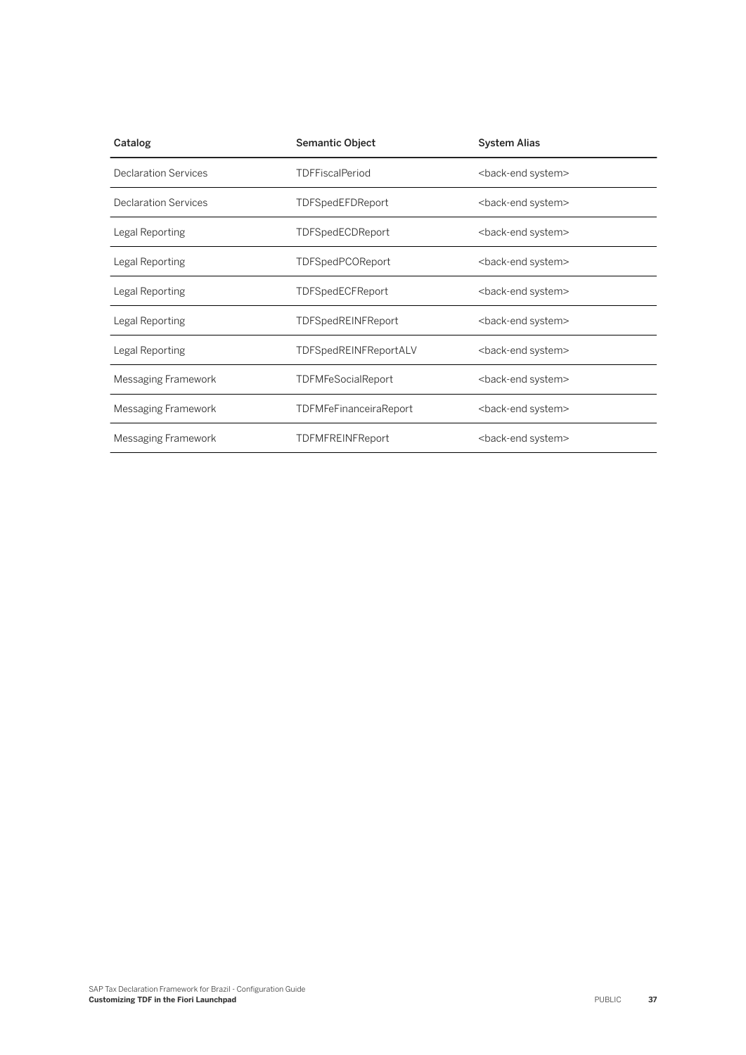| Catalog | Semantic Object | System Alias |
| --- | --- | --- |
| Declaration Services | TDFFiscalPeriod | <back-end system> |
| Declaration Services | TDFSpedEFDReport | <back-end system> |
| Legal Reporting | TDFSpedECDReport | <back-end system> |
| Legal Reporting | TDFSpedPCOReport | <back-end system> |
| Legal Reporting | TDFSpedECFReport | <back-end system> |
| Legal Reporting | TDFSpedREINFReport | <back-end system> |
| Legal Reporting | TDFSpedREINFReportALV | <back-end system> |
| Messaging Framework | TDFMFeSocialReport | <back-end system> |
| Messaging Framework | TDFMFeFinanceiraReport | <back-end system> |
| Messaging Framework | TDFMFREINFReport | <back-end system> |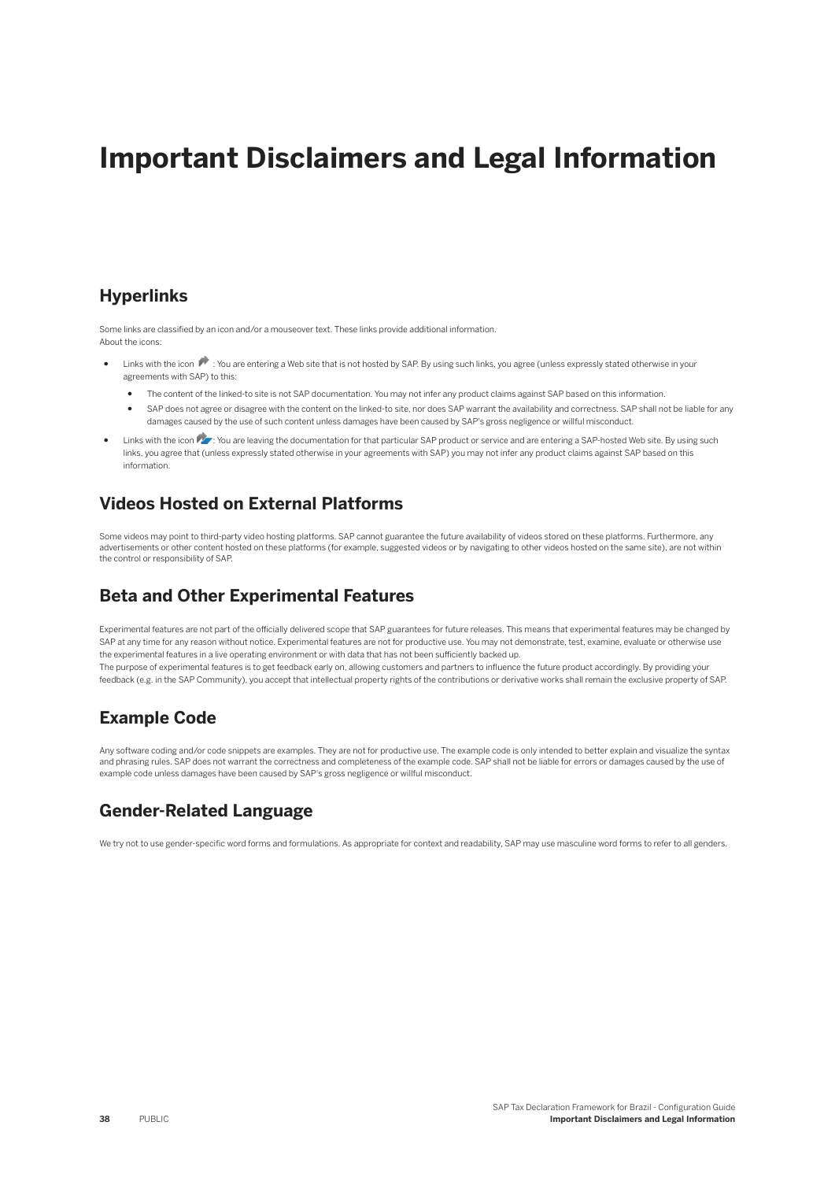# Important Disclaimers and Legal Information

## Hyperlinks

Some links are classified by an icon and/or a mouseover text. These links provide additional information.
About the icons:

- Links with the icon : You are entering a Web site that is not hosted by SAP. By using such links, you agree (unless expressly stated otherwise in your agreements with SAP) to this:
  - The content of the linked-to site is not SAP documentation. You may not infer any product claims against SAP based on this information.
  - SAP does not agree or disagree with the content on the linked-to site, nor does SAP warrant the availability and correctness. SAP shall not be liable for any damages caused by the use of such content unless damages have been caused by SAP's gross negligence or willful misconduct.
- Links with the icon : You are leaving the documentation for that particular SAP product or service and are entering a SAP-hosted Web site. By using such links, you agree that (unless expressly stated otherwise in your agreements with SAP) you may not infer any product claims against SAP based on this information.

## Videos Hosted on External Platforms

Some videos may point to third-party video hosting platforms. SAP cannot guarantee the future availability of videos stored on these platforms. Furthermore, any advertisements or other content hosted on these platforms (for example, suggested videos or by navigating to other videos hosted on the same site), are not within the control or responsibility of SAP.

## Beta and Other Experimental Features

Experimental features are not part of the officially delivered scope that SAP guarantees for future releases. This means that experimental features may be changed by SAP at any time for any reason without notice. Experimental features are not for productive use. You may not demonstrate, test, examine, evaluate or otherwise use the experimental features in a live operating environment or with data that has not been sufficiently backed up.
The purpose of experimental features is to get feedback early on, allowing customers and partners to influence the future product accordingly. By providing your feedback (e.g. in the SAP Community), you accept that intellectual property rights of the contributions or derivative works shall remain the exclusive property of SAP.

## Example Code

Any software coding and/or code snippets are examples. They are not for productive use. The example code is only intended to better explain and visualize the syntax and phrasing rules. SAP does not warrant the correctness and completeness of the example code. SAP shall not be liable for errors or damages caused by the use of example code unless damages have been caused by SAP's gross negligence or willful misconduct.

## Gender-Related Language

We try not to use gender-specific word forms and formulations. As appropriate for context and readability, SAP may use masculine word forms to refer to all genders.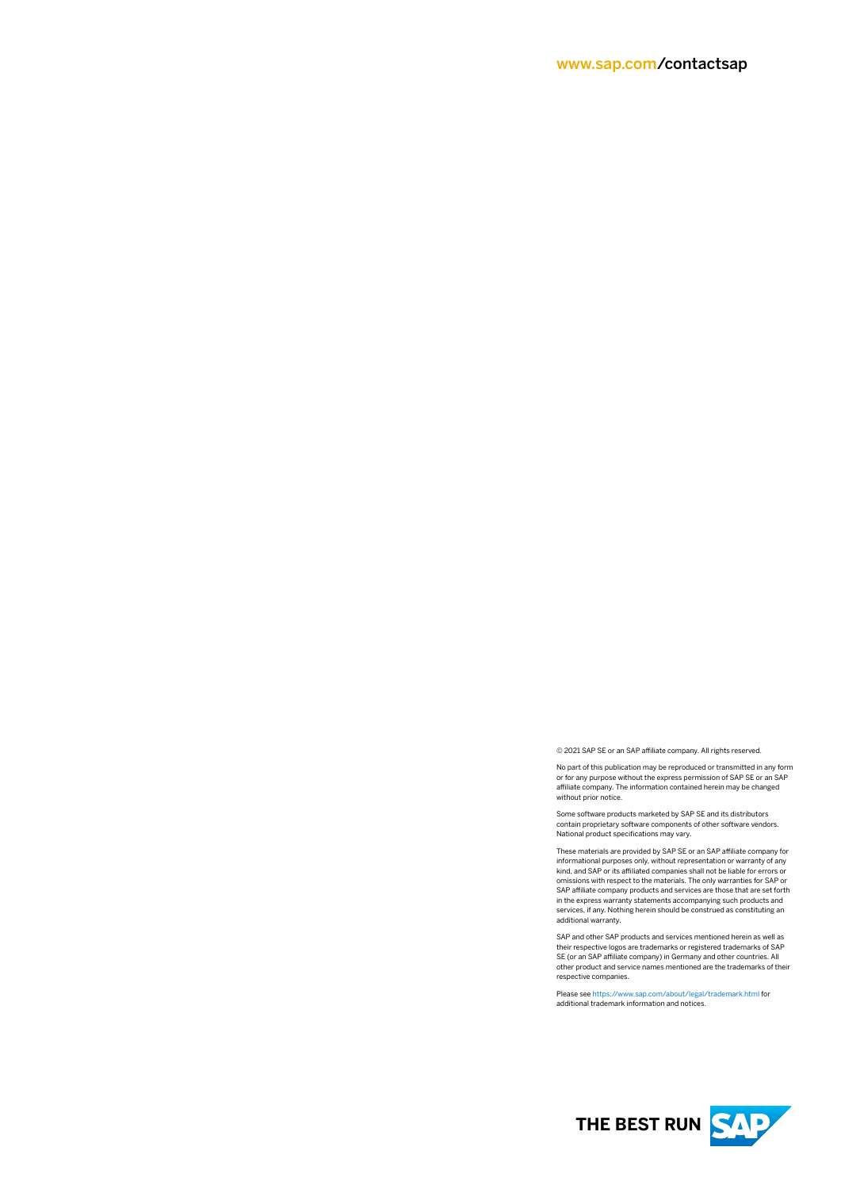www.sap.com/contactsap

© 2021 SAP SE or an SAP affiliate company. All rights reserved.

No part of this publication may be reproduced or transmitted in any form or for any purpose without the express permission of SAP SE or an SAP affiliate company. The information contained herein may be changed without prior notice.

Some software products marketed by SAP SE and its distributors contain proprietary software components of other software vendors. National product specifications may vary.

These materials are provided by SAP SE or an SAP affiliate company for informational purposes only, without representation or warranty of any kind, and SAP or its affiliated companies shall not be liable for errors or omissions with respect to the materials. The only warranties for SAP or SAP affiliate company products and services are those that are set forth in the express warranty statements accompanying such products and services, if any. Nothing herein should be construed as constituting an additional warranty.

SAP and other SAP products and services mentioned herein as well as their respective logos are trademarks or registered trademarks of SAP SE (or an SAP affiliate company) in Germany and other countries. All other product and service names mentioned are the trademarks of their respective companies.

Please see https://www.sap.com/about/legal/trademark.html for additional trademark information and notices.

THE BEST RUN SAP